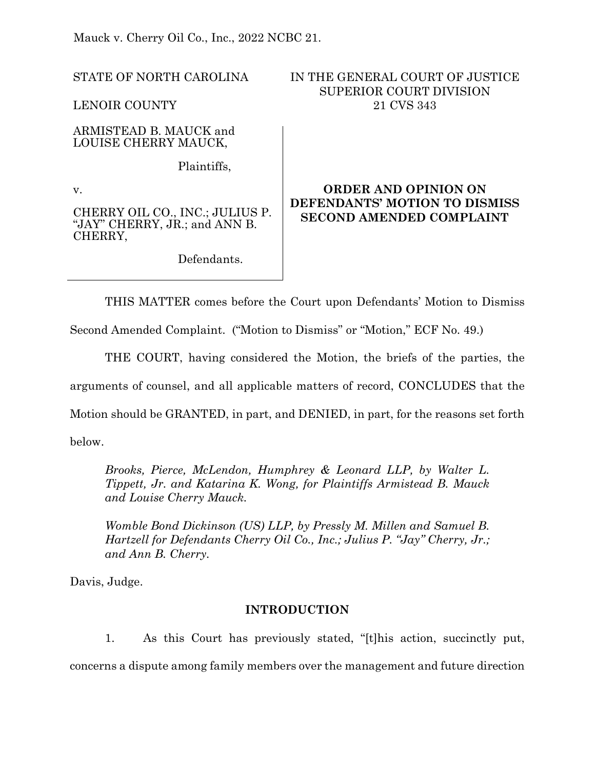Mauck v. Cherry Oil Co., Inc., 2022 NCBC 21.

| STATE OF NORTH CAROLINA | IN THE GENERAL COURT OF JUSTICE SUPERIOR COURT DIVISION |
|---|---|
| LENOIR COUNTY | 21 CVS 343 |

ARMISTEAD B. MAUCK and LOUISE CHERRY MAUCK,

Plaintiffs,

v.

CHERRY OIL CO., INC.; JULIUS P. "JAY" CHERRY, JR.; and ANN B. CHERRY,

Defendants.

**ORDER AND OPINION ON DEFENDANTS' MOTION TO DISMISS SECOND AMENDED COMPLAINT**

THIS MATTER comes before the Court upon Defendants' Motion to Dismiss Second Amended Complaint. ("Motion to Dismiss" or "Motion," ECF No. 49.)

THE COURT, having considered the Motion, the briefs of the parties, the arguments of counsel, and all applicable matters of record, CONCLUDES that the Motion should be GRANTED, in part, and DENIED, in part, for the reasons set forth below.

*Brooks, Pierce, McLendon, Humphrey & Leonard LLP, by Walter L. Tippett, Jr. and Katarina K. Wong, for Plaintiffs Armistead B. Mauck and Louise Cherry Mauck.*

*Womble Bond Dickinson (US) LLP, by Pressly M. Millen and Samuel B. Hartzell for Defendants Cherry Oil Co., Inc.; Julius P. "Jay" Cherry, Jr.; and Ann B. Cherry.*

Davis, Judge.

## INTRODUCTION

1. As this Court has previously stated, "[t]his action, succinctly put, concerns a dispute among family members over the management and future direction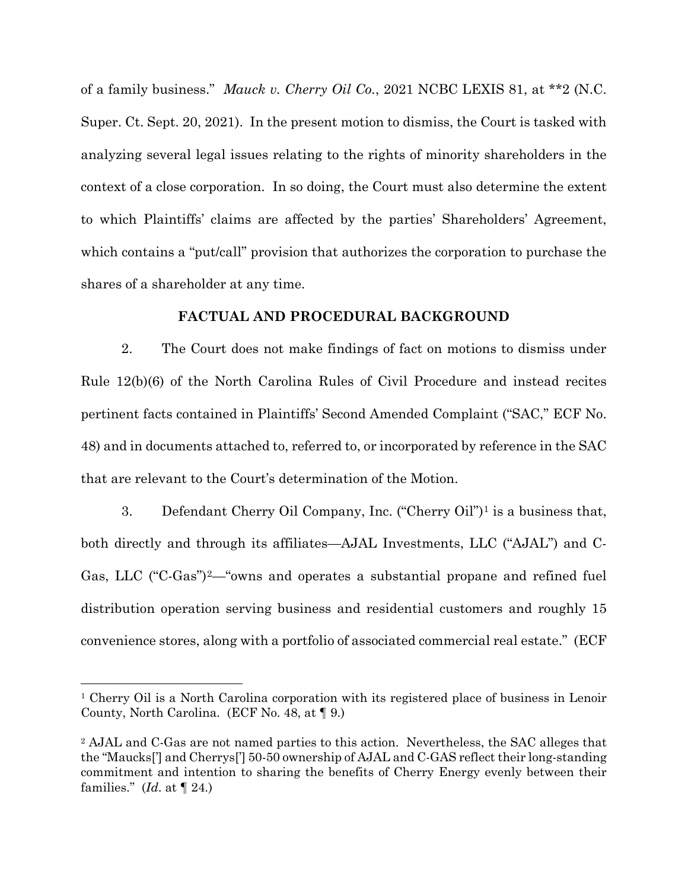of a family business." *Mauck v. Cherry Oil Co.*, 2021 NCBC LEXIS 81, at **2 (N.C. Super. Ct. Sept. 20, 2021). In the present motion to dismiss, the Court is tasked with analyzing several legal issues relating to the rights of minority shareholders in the context of a close corporation. In so doing, the Court must also determine the extent to which Plaintiffs' claims are affected by the parties' Shareholders' Agreement, which contains a "put/call" provision that authorizes the corporation to purchase the shares of a shareholder at any time.

**FACTUAL AND PROCEDURAL BACKGROUND**

2. The Court does not make findings of fact on motions to dismiss under Rule 12(b)(6) of the North Carolina Rules of Civil Procedure and instead recites pertinent facts contained in Plaintiffs' Second Amended Complaint ("SAC," ECF No. 48) and in documents attached to, referred to, or incorporated by reference in the SAC that are relevant to the Court's determination of the Motion.

3. Defendant Cherry Oil Company, Inc. ("Cherry Oil")[1] is a business that, both directly and through its affiliates—AJAL Investments, LLC ("AJAL") and C-Gas, LLC ("C-Gas")[2]—"owns and operates a substantial propane and refined fuel distribution operation serving business and residential customers and roughly 15 convenience stores, along with a portfolio of associated commercial real estate." (ECF

---

[1] Cherry Oil is a North Carolina corporation with its registered place of business in Lenoir County, North Carolina. (ECF No. 48, at ¶ 9.)

[2] AJAL and C-Gas are not named parties to this action. Nevertheless, the SAC alleges that the "Maucks['] and Cherrys['] 50-50 ownership of AJAL and C-GAS reflect their long-standing commitment and intention to sharing the benefits of Cherry Energy evenly between their families." (*Id.* at ¶ 24.)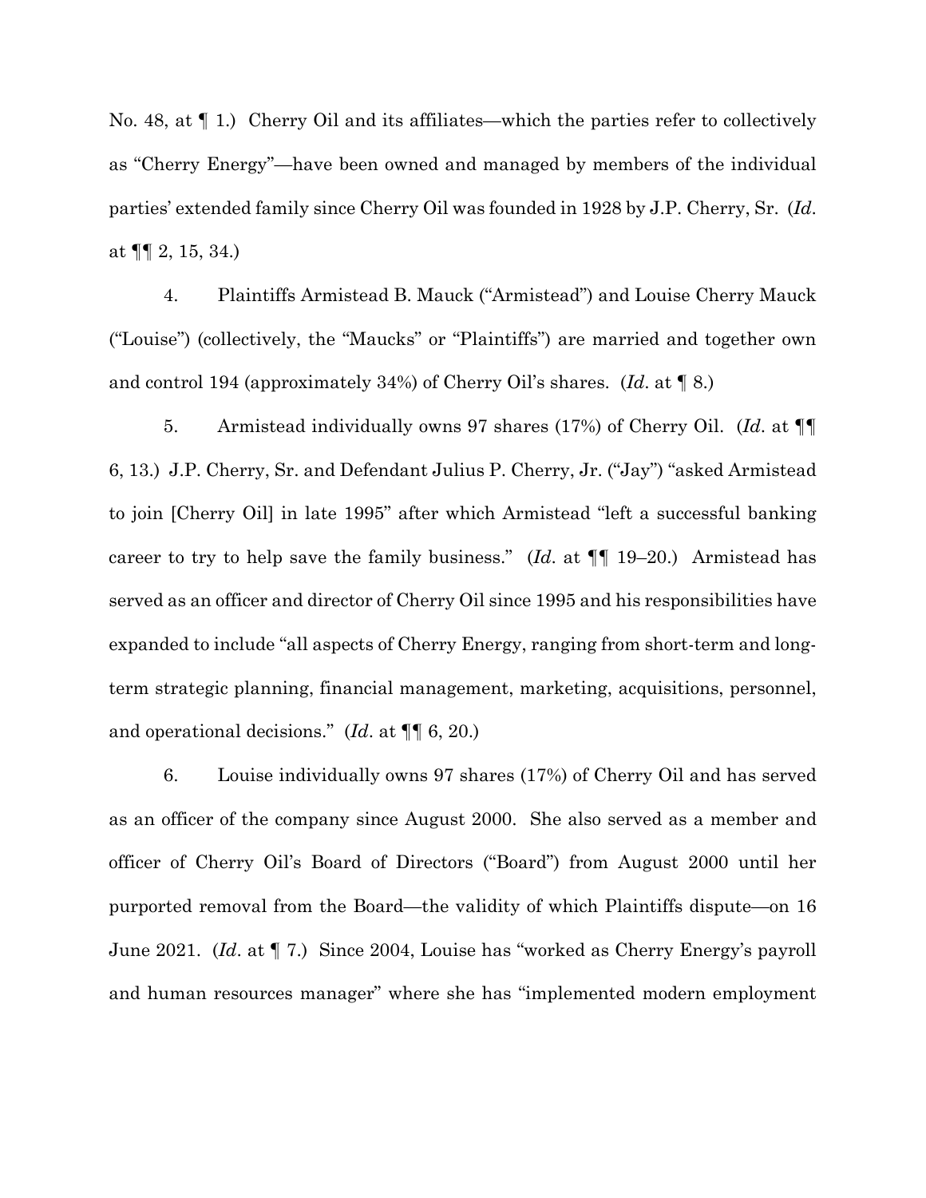No. 48, at ¶ 1.) Cherry Oil and its affiliates—which the parties refer to collectively as "Cherry Energy"—have been owned and managed by members of the individual parties' extended family since Cherry Oil was founded in 1928 by J.P. Cherry, Sr. (*Id.* at ¶¶ 2, 15, 34.)

4. Plaintiffs Armistead B. Mauck ("Armistead") and Louise Cherry Mauck ("Louise") (collectively, the "Maucks" or "Plaintiffs") are married and together own and control 194 (approximately 34%) of Cherry Oil's shares. (*Id.* at ¶ 8.)

5. Armistead individually owns 97 shares (17%) of Cherry Oil. (*Id.* at ¶¶ 6, 13.) J.P. Cherry, Sr. and Defendant Julius P. Cherry, Jr. ("Jay") "asked Armistead to join [Cherry Oil] in late 1995" after which Armistead "left a successful banking career to try to help save the family business." (*Id.* at ¶¶ 19–20.) Armistead has served as an officer and director of Cherry Oil since 1995 and his responsibilities have expanded to include "all aspects of Cherry Energy, ranging from short-term and long-term strategic planning, financial management, marketing, acquisitions, personnel, and operational decisions." (*Id.* at ¶¶ 6, 20.)

6. Louise individually owns 97 shares (17%) of Cherry Oil and has served as an officer of the company since August 2000. She also served as a member and officer of Cherry Oil's Board of Directors ("Board") from August 2000 until her purported removal from the Board—the validity of which Plaintiffs dispute—on 16 June 2021. (*Id.* at ¶ 7.) Since 2004, Louise has "worked as Cherry Energy's payroll and human resources manager" where she has "implemented modern employment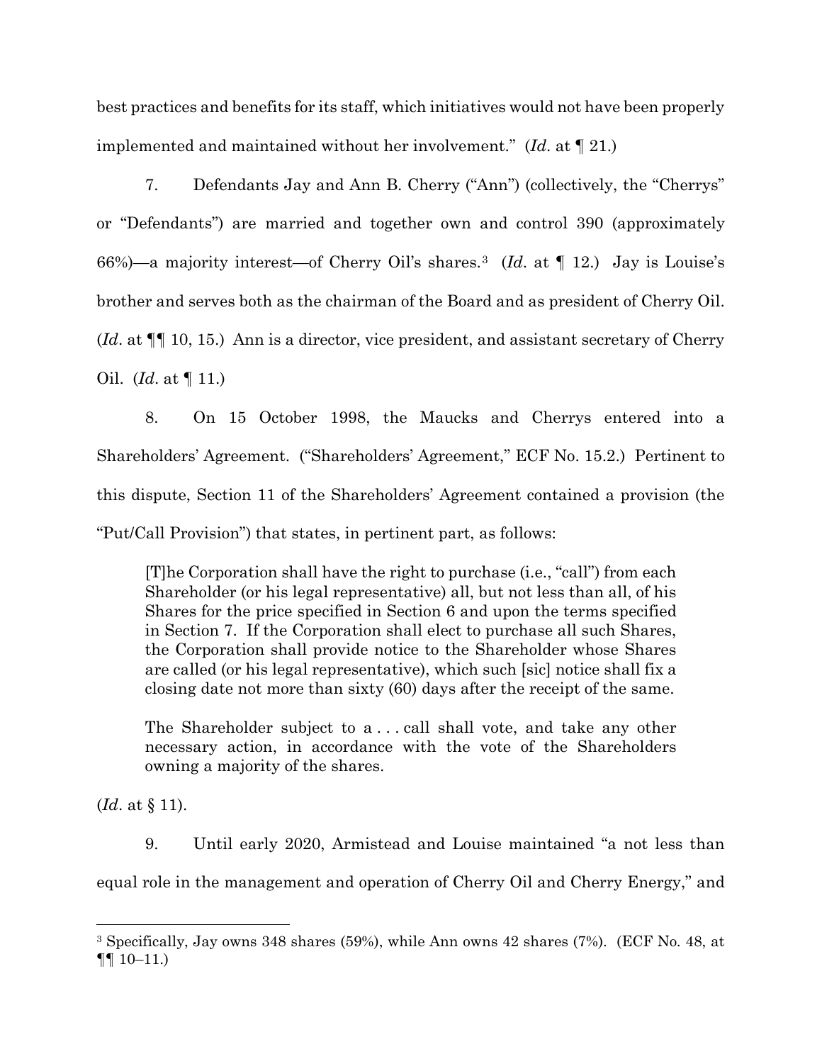best practices and benefits for its staff, which initiatives would not have been properly implemented and maintained without her involvement." (*Id*. at ¶ 21.)

7. Defendants Jay and Ann B. Cherry ("Ann") (collectively, the "Cherrys" or "Defendants") are married and together own and control 390 (approximately 66%)—a majority interest—of Cherry Oil's shares.[3] (*Id*. at ¶ 12.) Jay is Louise's brother and serves both as the chairman of the Board and as president of Cherry Oil. (*Id*. at ¶¶ 10, 15.) Ann is a director, vice president, and assistant secretary of Cherry Oil. (*Id*. at ¶ 11.)

8. On 15 October 1998, the Maucks and Cherrys entered into a Shareholders' Agreement. ("Shareholders' Agreement," ECF No. 15.2.) Pertinent to this dispute, Section 11 of the Shareholders' Agreement contained a provision (the "Put/Call Provision") that states, in pertinent part, as follows:

> [T]he Corporation shall have the right to purchase (i.e., "call") from each Shareholder (or his legal representative) all, but not less than all, of his Shares for the price specified in Section 6 and upon the terms specified in Section 7. If the Corporation shall elect to purchase all such Shares, the Corporation shall provide notice to the Shareholder whose Shares are called (or his legal representative), which such [sic] notice shall fix a closing date not more than sixty (60) days after the receipt of the same.
>
> The Shareholder subject to a . . . call shall vote, and take any other necessary action, in accordance with the vote of the Shareholders owning a majority of the shares.

(*Id*. at § 11).

9. Until early 2020, Armistead and Louise maintained "a not less than equal role in the management and operation of Cherry Oil and Cherry Energy," and

---

[3] Specifically, Jay owns 348 shares (59%), while Ann owns 42 shares (7%). (ECF No. 48, at ¶¶ 10–11.)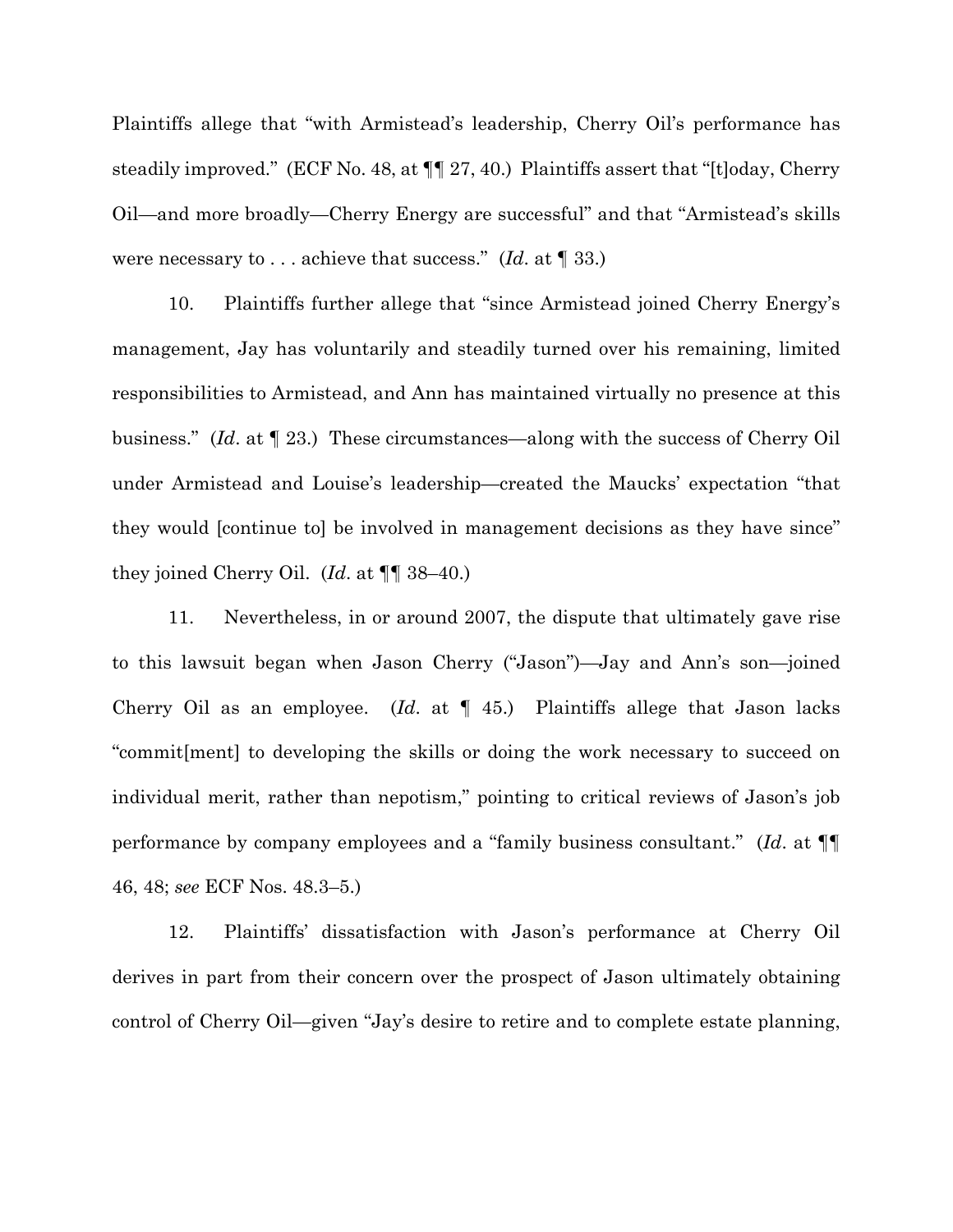Plaintiffs allege that "with Armistead's leadership, Cherry Oil's performance has steadily improved." (ECF No. 48, at ¶¶ 27, 40.) Plaintiffs assert that "[t]oday, Cherry Oil—and more broadly—Cherry Energy are successful" and that "Armistead's skills were necessary to . . . achieve that success." (*Id*. at ¶ 33.)

10. Plaintiffs further allege that "since Armistead joined Cherry Energy's management, Jay has voluntarily and steadily turned over his remaining, limited responsibilities to Armistead, and Ann has maintained virtually no presence at this business." (*Id*. at ¶ 23.) These circumstances—along with the success of Cherry Oil under Armistead and Louise's leadership—created the Maucks' expectation "that they would [continue to] be involved in management decisions as they have since" they joined Cherry Oil. (*Id*. at ¶¶ 38–40.)

11. Nevertheless, in or around 2007, the dispute that ultimately gave rise to this lawsuit began when Jason Cherry ("Jason")—Jay and Ann's son—joined Cherry Oil as an employee. (*Id*. at ¶ 45.) Plaintiffs allege that Jason lacks "commit[ment] to developing the skills or doing the work necessary to succeed on individual merit, rather than nepotism," pointing to critical reviews of Jason's job performance by company employees and a "family business consultant." (*Id*. at ¶¶ 46, 48; *see* ECF Nos. 48.3–5.)

12. Plaintiffs' dissatisfaction with Jason's performance at Cherry Oil derives in part from their concern over the prospect of Jason ultimately obtaining control of Cherry Oil—given "Jay's desire to retire and to complete estate planning,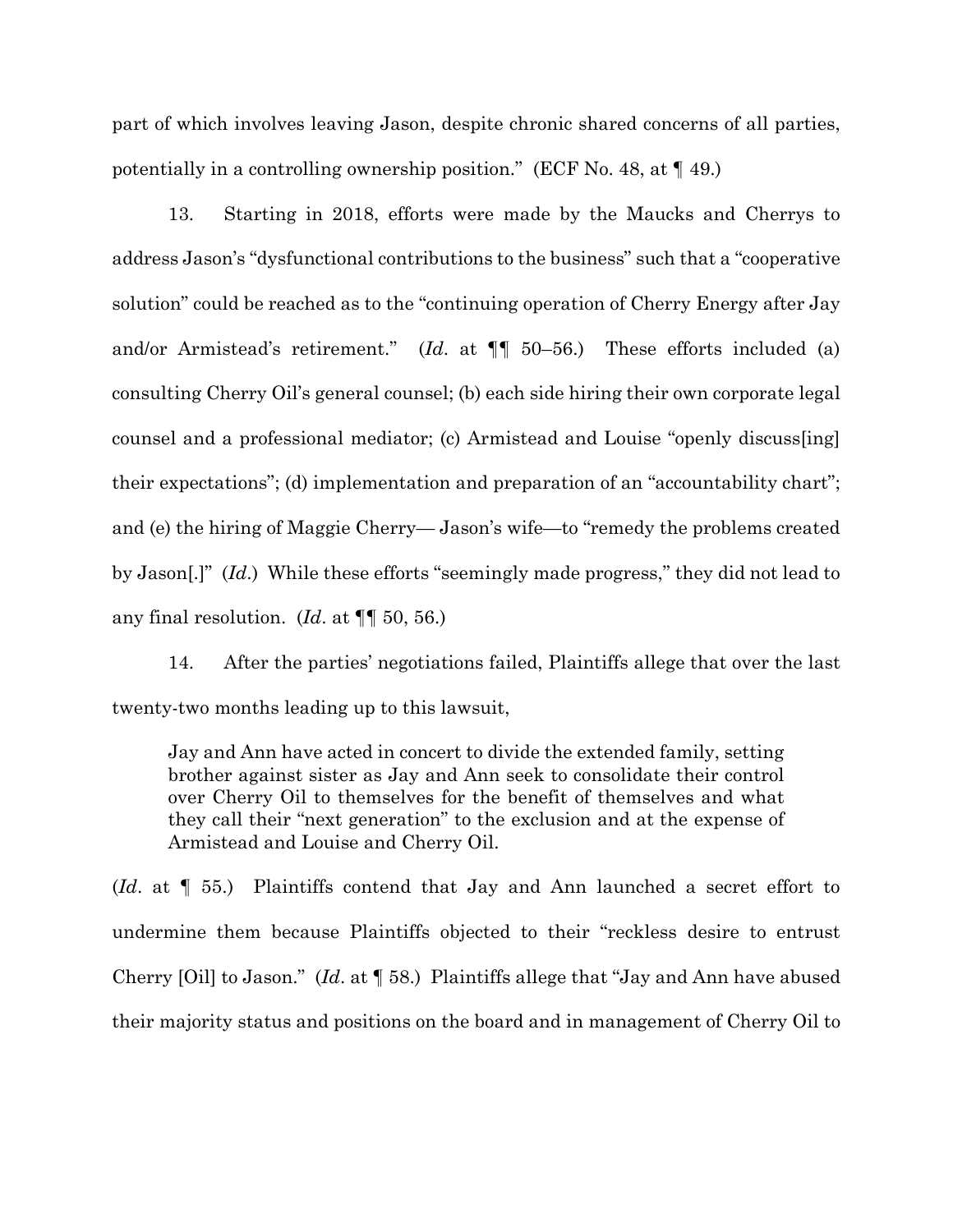part of which involves leaving Jason, despite chronic shared concerns of all parties, potentially in a controlling ownership position." (ECF No. 48, at ¶ 49.)

13. Starting in 2018, efforts were made by the Maucks and Cherrys to address Jason's "dysfunctional contributions to the business" such that a "cooperative solution" could be reached as to the "continuing operation of Cherry Energy after Jay and/or Armistead's retirement." (*Id*. at ¶¶ 50–56.) These efforts included (a) consulting Cherry Oil's general counsel; (b) each side hiring their own corporate legal counsel and a professional mediator; (c) Armistead and Louise "openly discuss[ing] their expectations"; (d) implementation and preparation of an "accountability chart"; and (e) the hiring of Maggie Cherry— Jason's wife—to "remedy the problems created by Jason[.]" (*Id*.) While these efforts "seemingly made progress," they did not lead to any final resolution. (*Id*. at ¶¶ 50, 56.)

14. After the parties' negotiations failed, Plaintiffs allege that over the last twenty-two months leading up to this lawsuit,

> Jay and Ann have acted in concert to divide the extended family, setting brother against sister as Jay and Ann seek to consolidate their control over Cherry Oil to themselves for the benefit of themselves and what they call their "next generation" to the exclusion and at the expense of Armistead and Louise and Cherry Oil.

(*Id*. at ¶ 55.) Plaintiffs contend that Jay and Ann launched a secret effort to undermine them because Plaintiffs objected to their "reckless desire to entrust Cherry [Oil] to Jason." (*Id*. at ¶ 58.) Plaintiffs allege that "Jay and Ann have abused their majority status and positions on the board and in management of Cherry Oil to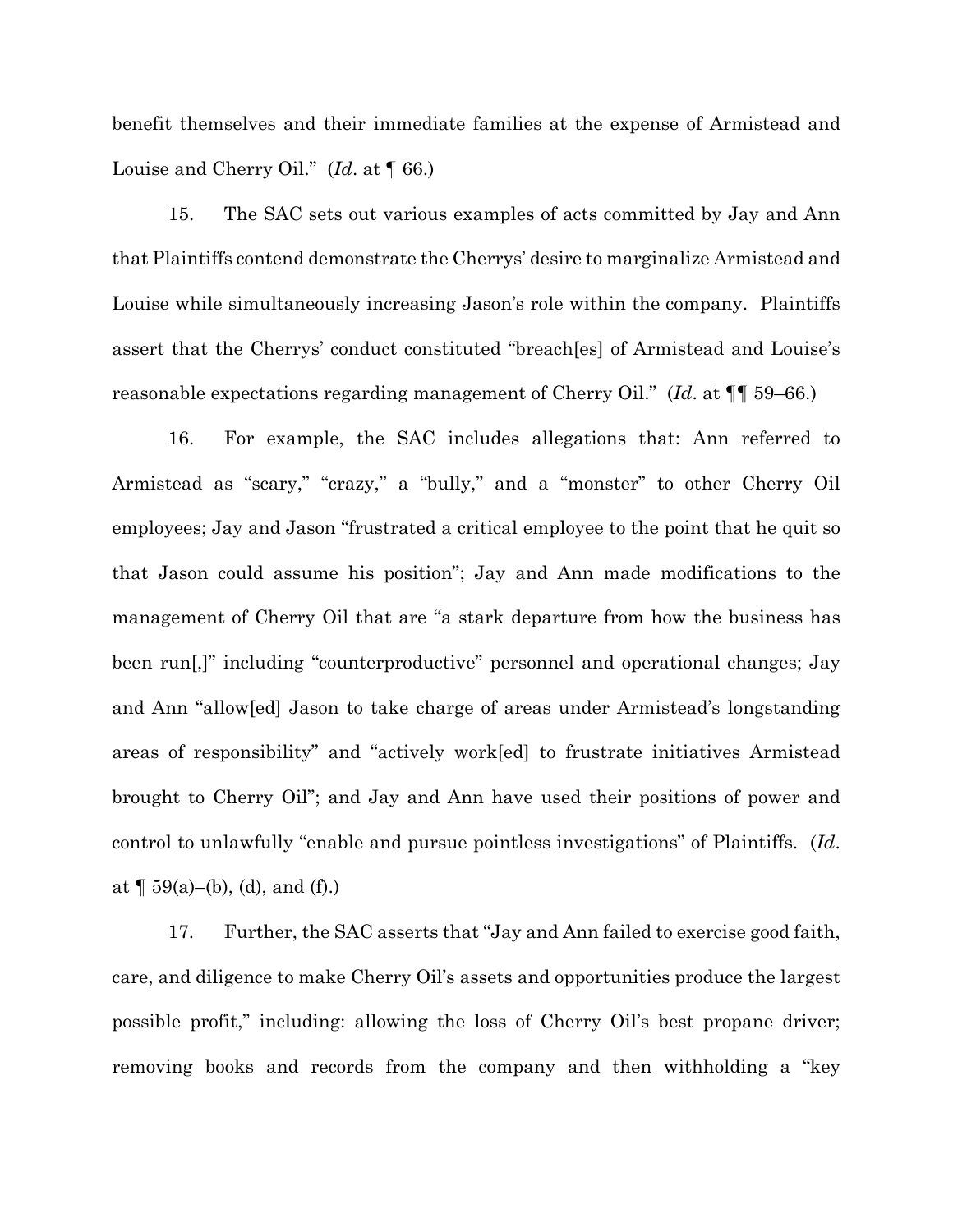benefit themselves and their immediate families at the expense of Armistead and Louise and Cherry Oil." (*Id*. at ¶ 66.)

15. The SAC sets out various examples of acts committed by Jay and Ann that Plaintiffs contend demonstrate the Cherrys' desire to marginalize Armistead and Louise while simultaneously increasing Jason's role within the company. Plaintiffs assert that the Cherrys' conduct constituted "breach[es] of Armistead and Louise's reasonable expectations regarding management of Cherry Oil." (*Id*. at ¶¶ 59–66.)

16. For example, the SAC includes allegations that: Ann referred to Armistead as "scary," "crazy," a "bully," and a "monster" to other Cherry Oil employees; Jay and Jason "frustrated a critical employee to the point that he quit so that Jason could assume his position"; Jay and Ann made modifications to the management of Cherry Oil that are "a stark departure from how the business has been run[,]" including "counterproductive" personnel and operational changes; Jay and Ann "allow[ed] Jason to take charge of areas under Armistead's longstanding areas of responsibility" and "actively work[ed] to frustrate initiatives Armistead brought to Cherry Oil"; and Jay and Ann have used their positions of power and control to unlawfully "enable and pursue pointless investigations" of Plaintiffs. (*Id*. at ¶ 59(a)–(b), (d), and (f).)

17. Further, the SAC asserts that "Jay and Ann failed to exercise good faith, care, and diligence to make Cherry Oil's assets and opportunities produce the largest possible profit," including: allowing the loss of Cherry Oil's best propane driver; removing books and records from the company and then withholding a "key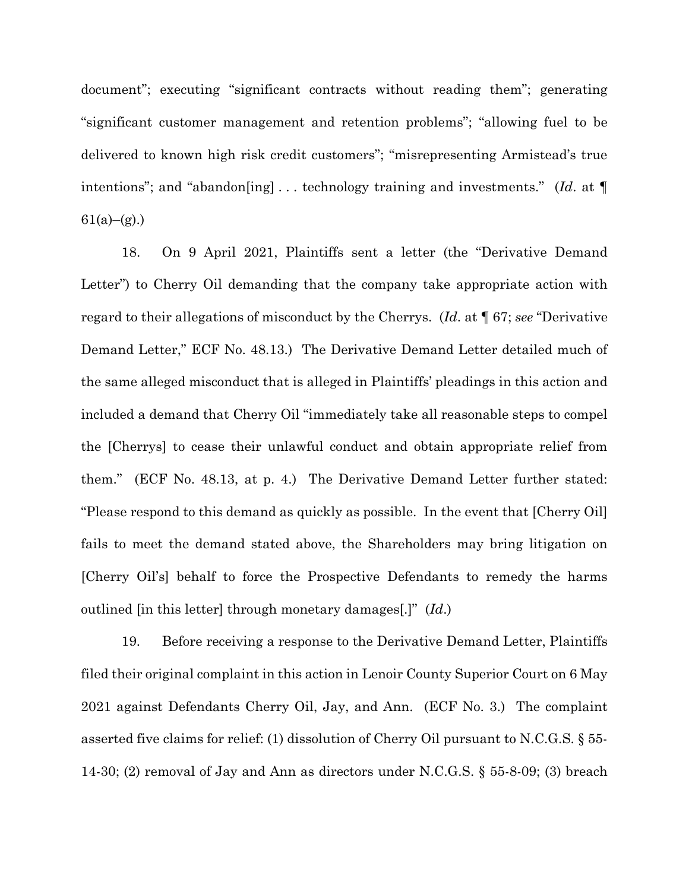document"; executing "significant contracts without reading them"; generating "significant customer management and retention problems"; "allowing fuel to be delivered to known high risk credit customers"; "misrepresenting Armistead's true intentions"; and "abandon[ing] . . . technology training and investments." (*Id*. at ¶ 61(a)–(g).)

18. On 9 April 2021, Plaintiffs sent a letter (the "Derivative Demand Letter") to Cherry Oil demanding that the company take appropriate action with regard to their allegations of misconduct by the Cherrys. (*Id*. at ¶ 67; *see* "Derivative Demand Letter," ECF No. 48.13.) The Derivative Demand Letter detailed much of the same alleged misconduct that is alleged in Plaintiffs' pleadings in this action and included a demand that Cherry Oil "immediately take all reasonable steps to compel the [Cherrys] to cease their unlawful conduct and obtain appropriate relief from them." (ECF No. 48.13, at p. 4.) The Derivative Demand Letter further stated: "Please respond to this demand as quickly as possible. In the event that [Cherry Oil] fails to meet the demand stated above, the Shareholders may bring litigation on [Cherry Oil's] behalf to force the Prospective Defendants to remedy the harms outlined [in this letter] through monetary damages[.]" (*Id*.)

19. Before receiving a response to the Derivative Demand Letter, Plaintiffs filed their original complaint in this action in Lenoir County Superior Court on 6 May 2021 against Defendants Cherry Oil, Jay, and Ann. (ECF No. 3.) The complaint asserted five claims for relief: (1) dissolution of Cherry Oil pursuant to N.C.G.S. § 55-14-30; (2) removal of Jay and Ann as directors under N.C.G.S. § 55-8-09; (3) breach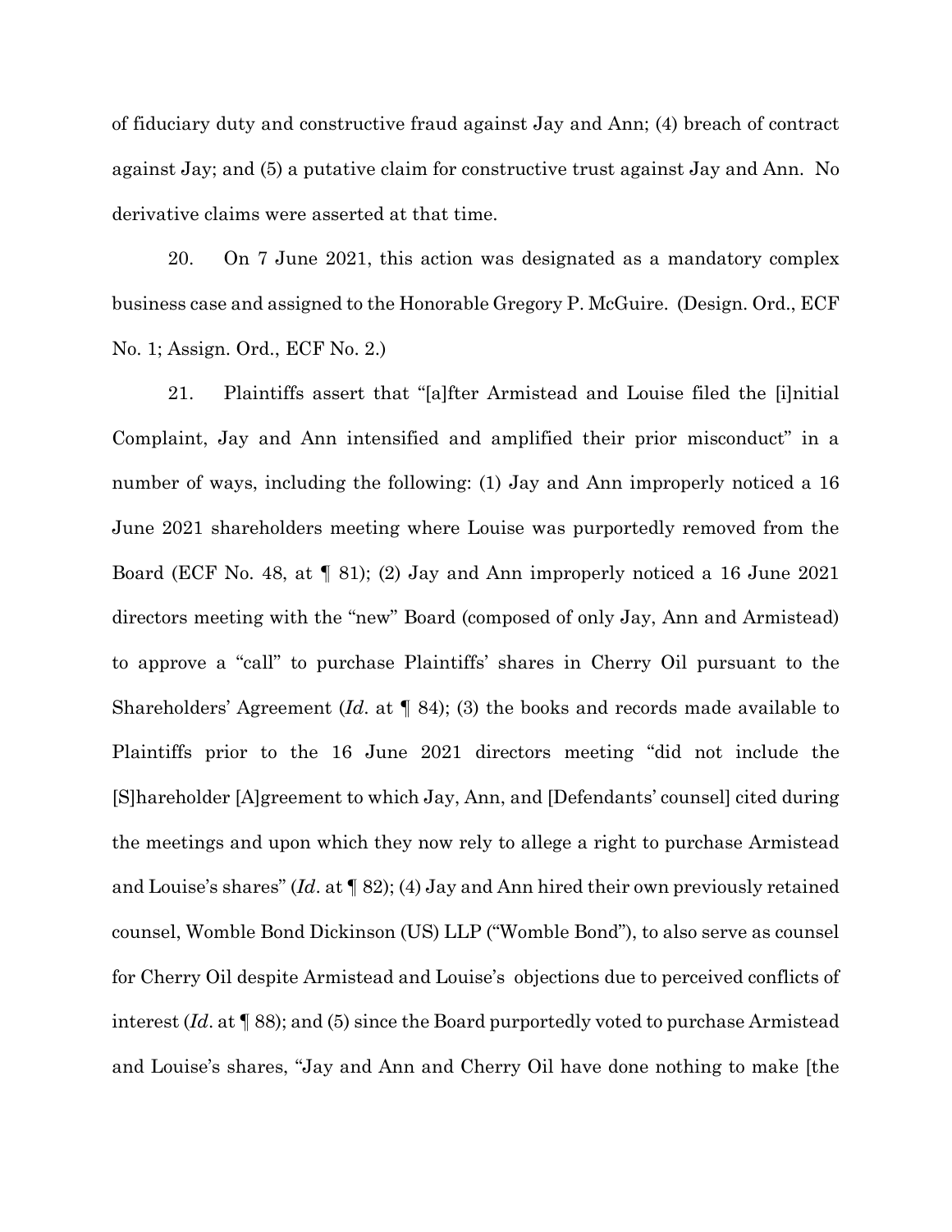of fiduciary duty and constructive fraud against Jay and Ann; (4) breach of contract against Jay; and (5) a putative claim for constructive trust against Jay and Ann. No derivative claims were asserted at that time.

20. On 7 June 2021, this action was designated as a mandatory complex business case and assigned to the Honorable Gregory P. McGuire. (Design. Ord., ECF No. 1; Assign. Ord., ECF No. 2.)

21. Plaintiffs assert that "[a]fter Armistead and Louise filed the [i]nitial Complaint, Jay and Ann intensified and amplified their prior misconduct" in a number of ways, including the following: (1) Jay and Ann improperly noticed a 16 June 2021 shareholders meeting where Louise was purportedly removed from the Board (ECF No. 48, at ¶ 81); (2) Jay and Ann improperly noticed a 16 June 2021 directors meeting with the "new" Board (composed of only Jay, Ann and Armistead) to approve a "call" to purchase Plaintiffs' shares in Cherry Oil pursuant to the Shareholders' Agreement (*Id*. at ¶ 84); (3) the books and records made available to Plaintiffs prior to the 16 June 2021 directors meeting "did not include the [S]hareholder [A]greement to which Jay, Ann, and [Defendants' counsel] cited during the meetings and upon which they now rely to allege a right to purchase Armistead and Louise's shares" (*Id*. at ¶ 82); (4) Jay and Ann hired their own previously retained counsel, Womble Bond Dickinson (US) LLP ("Womble Bond"), to also serve as counsel for Cherry Oil despite Armistead and Louise's objections due to perceived conflicts of interest (*Id*. at ¶ 88); and (5) since the Board purportedly voted to purchase Armistead and Louise's shares, "Jay and Ann and Cherry Oil have done nothing to make [the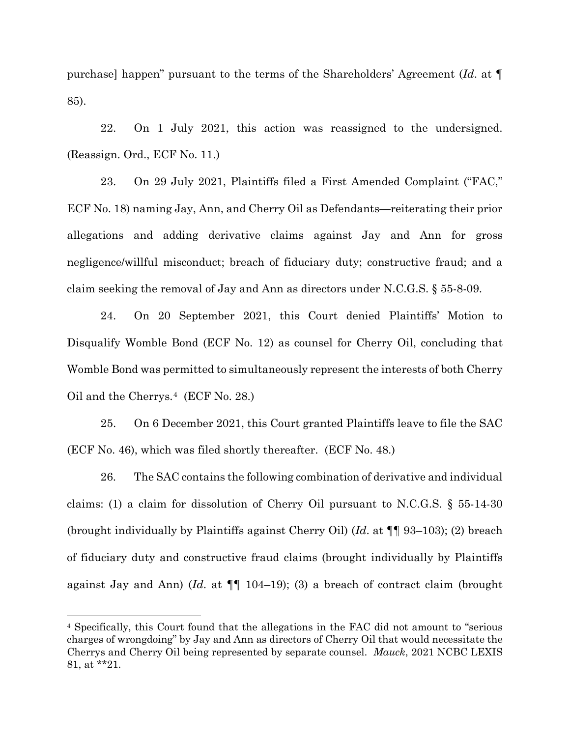purchase] happen" pursuant to the terms of the Shareholders' Agreement (*Id*. at ¶ 85).

22. On 1 July 2021, this action was reassigned to the undersigned. (Reassign. Ord., ECF No. 11.)

23. On 29 July 2021, Plaintiffs filed a First Amended Complaint ("FAC," ECF No. 18) naming Jay, Ann, and Cherry Oil as Defendants—reiterating their prior allegations and adding derivative claims against Jay and Ann for gross negligence/willful misconduct; breach of fiduciary duty; constructive fraud; and a claim seeking the removal of Jay and Ann as directors under N.C.G.S. § 55-8-09.

24. On 20 September 2021, this Court denied Plaintiffs' Motion to Disqualify Womble Bond (ECF No. 12) as counsel for Cherry Oil, concluding that Womble Bond was permitted to simultaneously represent the interests of both Cherry Oil and the Cherrys.[4] (ECF No. 28.)

25. On 6 December 2021, this Court granted Plaintiffs leave to file the SAC (ECF No. 46), which was filed shortly thereafter. (ECF No. 48.)

26. The SAC contains the following combination of derivative and individual claims: (1) a claim for dissolution of Cherry Oil pursuant to N.C.G.S. § 55-14-30 (brought individually by Plaintiffs against Cherry Oil) (*Id*. at ¶¶ 93–103); (2) breach of fiduciary duty and constructive fraud claims (brought individually by Plaintiffs against Jay and Ann) (*Id*. at ¶¶ 104–19); (3) a breach of contract claim (brought

---

[4] Specifically, this Court found that the allegations in the FAC did not amount to "serious charges of wrongdoing" by Jay and Ann as directors of Cherry Oil that would necessitate the Cherrys and Cherry Oil being represented by separate counsel. *Mauck*, 2021 NCBC LEXIS 81, at **21.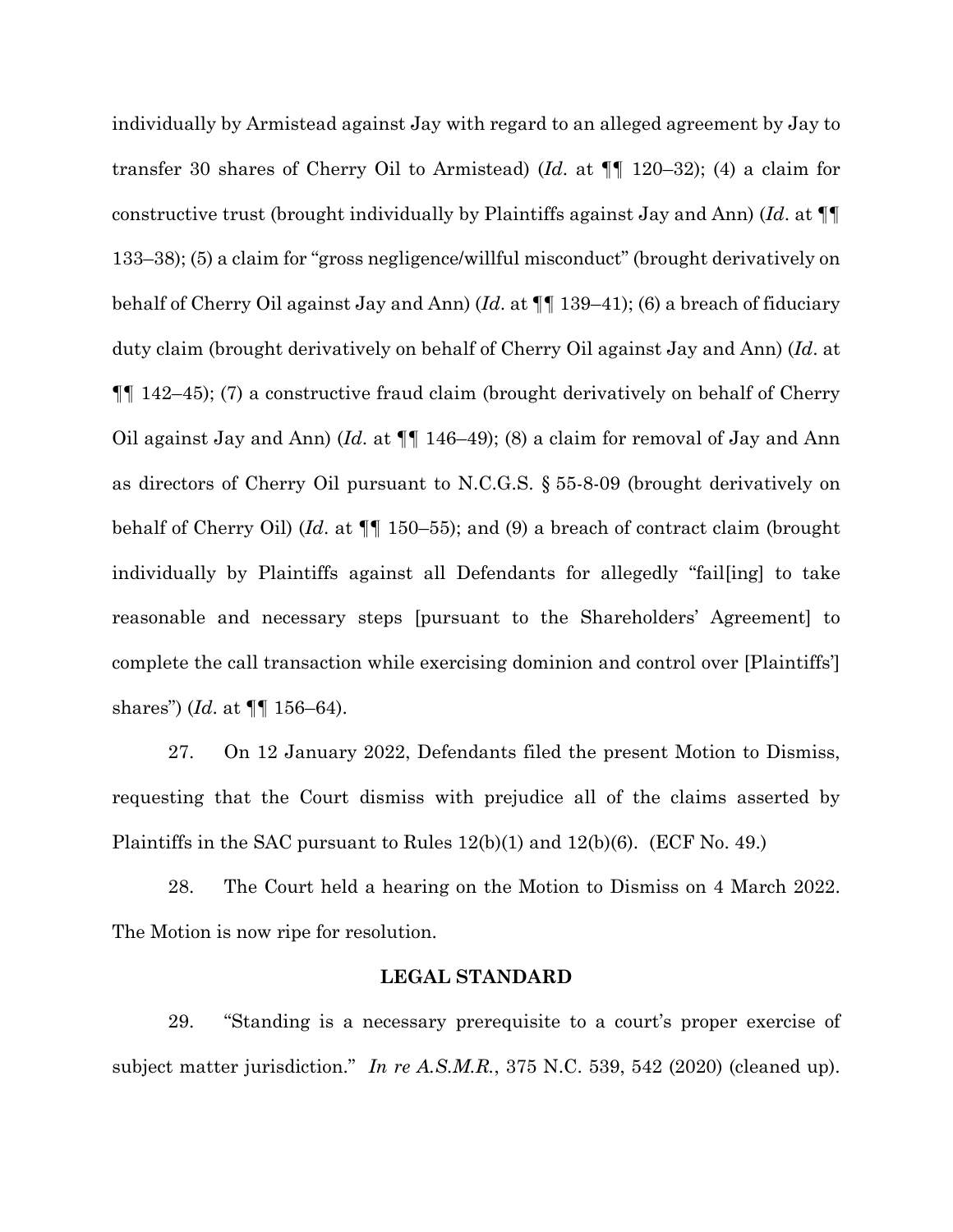individually by Armistead against Jay with regard to an alleged agreement by Jay to transfer 30 shares of Cherry Oil to Armistead) (*Id*. at ¶¶ 120–32); (4) a claim for constructive trust (brought individually by Plaintiffs against Jay and Ann) (*Id*. at ¶¶ 133–38); (5) a claim for "gross negligence/willful misconduct" (brought derivatively on behalf of Cherry Oil against Jay and Ann) (*Id*. at ¶¶ 139–41); (6) a breach of fiduciary duty claim (brought derivatively on behalf of Cherry Oil against Jay and Ann) (*Id*. at ¶¶ 142–45); (7) a constructive fraud claim (brought derivatively on behalf of Cherry Oil against Jay and Ann) (*Id*. at ¶¶ 146–49); (8) a claim for removal of Jay and Ann as directors of Cherry Oil pursuant to N.C.G.S. § 55-8-09 (brought derivatively on behalf of Cherry Oil) (*Id*. at ¶¶ 150–55); and (9) a breach of contract claim (brought individually by Plaintiffs against all Defendants for allegedly "fail[ing] to take reasonable and necessary steps [pursuant to the Shareholders' Agreement] to complete the call transaction while exercising dominion and control over [Plaintiffs'] shares") (*Id*. at ¶¶ 156–64).

27. On 12 January 2022, Defendants filed the present Motion to Dismiss, requesting that the Court dismiss with prejudice all of the claims asserted by Plaintiffs in the SAC pursuant to Rules 12(b)(1) and 12(b)(6). (ECF No. 49.)

28. The Court held a hearing on the Motion to Dismiss on 4 March 2022. The Motion is now ripe for resolution.

## LEGAL STANDARD

29. "Standing is a necessary prerequisite to a court's proper exercise of subject matter jurisdiction." *In re A.S.M.R.*, 375 N.C. 539, 542 (2020) (cleaned up).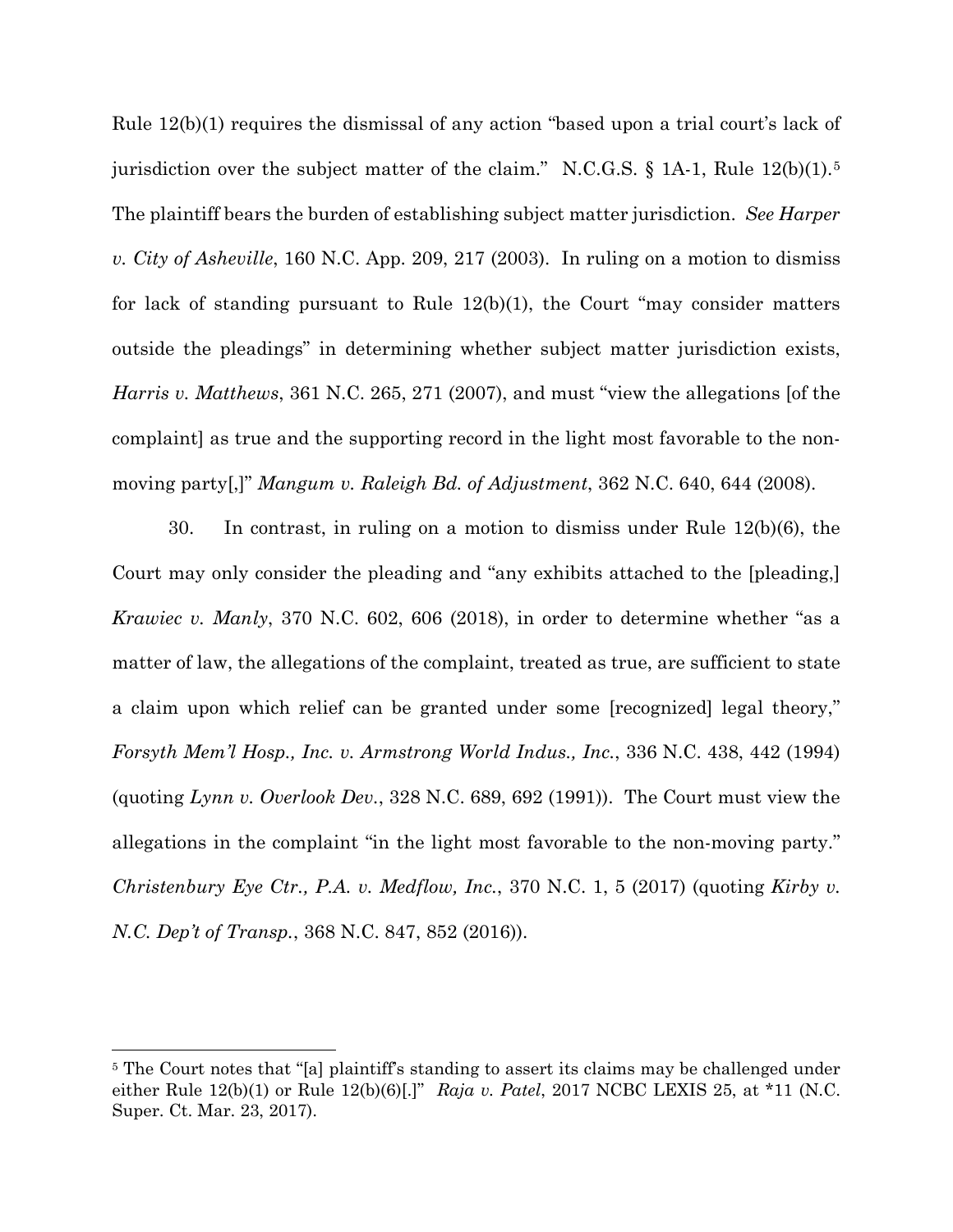Rule 12(b)(1) requires the dismissal of any action "based upon a trial court's lack of jurisdiction over the subject matter of the claim." N.C.G.S. § 1A-1, Rule 12(b)(1).[5] The plaintiff bears the burden of establishing subject matter jurisdiction. *See Harper v. City of Asheville*, 160 N.C. App. 209, 217 (2003). In ruling on a motion to dismiss for lack of standing pursuant to Rule 12(b)(1), the Court "may consider matters outside the pleadings" in determining whether subject matter jurisdiction exists, *Harris v. Matthews*, 361 N.C. 265, 271 (2007), and must "view the allegations [of the complaint] as true and the supporting record in the light most favorable to the non-moving party[,]" *Mangum v. Raleigh Bd. of Adjustment*, 362 N.C. 640, 644 (2008).

30. In contrast, in ruling on a motion to dismiss under Rule 12(b)(6), the Court may only consider the pleading and "any exhibits attached to the [pleading,] *Krawiec v. Manly*, 370 N.C. 602, 606 (2018), in order to determine whether "as a matter of law, the allegations of the complaint, treated as true, are sufficient to state a claim upon which relief can be granted under some [recognized] legal theory," *Forsyth Mem'l Hosp., Inc. v. Armstrong World Indus., Inc.*, 336 N.C. 438, 442 (1994) (quoting *Lynn v. Overlook Dev.*, 328 N.C. 689, 692 (1991)). The Court must view the allegations in the complaint "in the light most favorable to the non-moving party." *Christenbury Eye Ctr., P.A. v. Medflow, Inc.*, 370 N.C. 1, 5 (2017) (quoting *Kirby v. N.C. Dep't of Transp.*, 368 N.C. 847, 852 (2016)).

---

[5] The Court notes that "[a] plaintiff's standing to assert its claims may be challenged under either Rule 12(b)(1) or Rule 12(b)(6)[.]" *Raja v. Patel*, 2017 NCBC LEXIS 25, at *11 (N.C. Super. Ct. Mar. 23, 2017).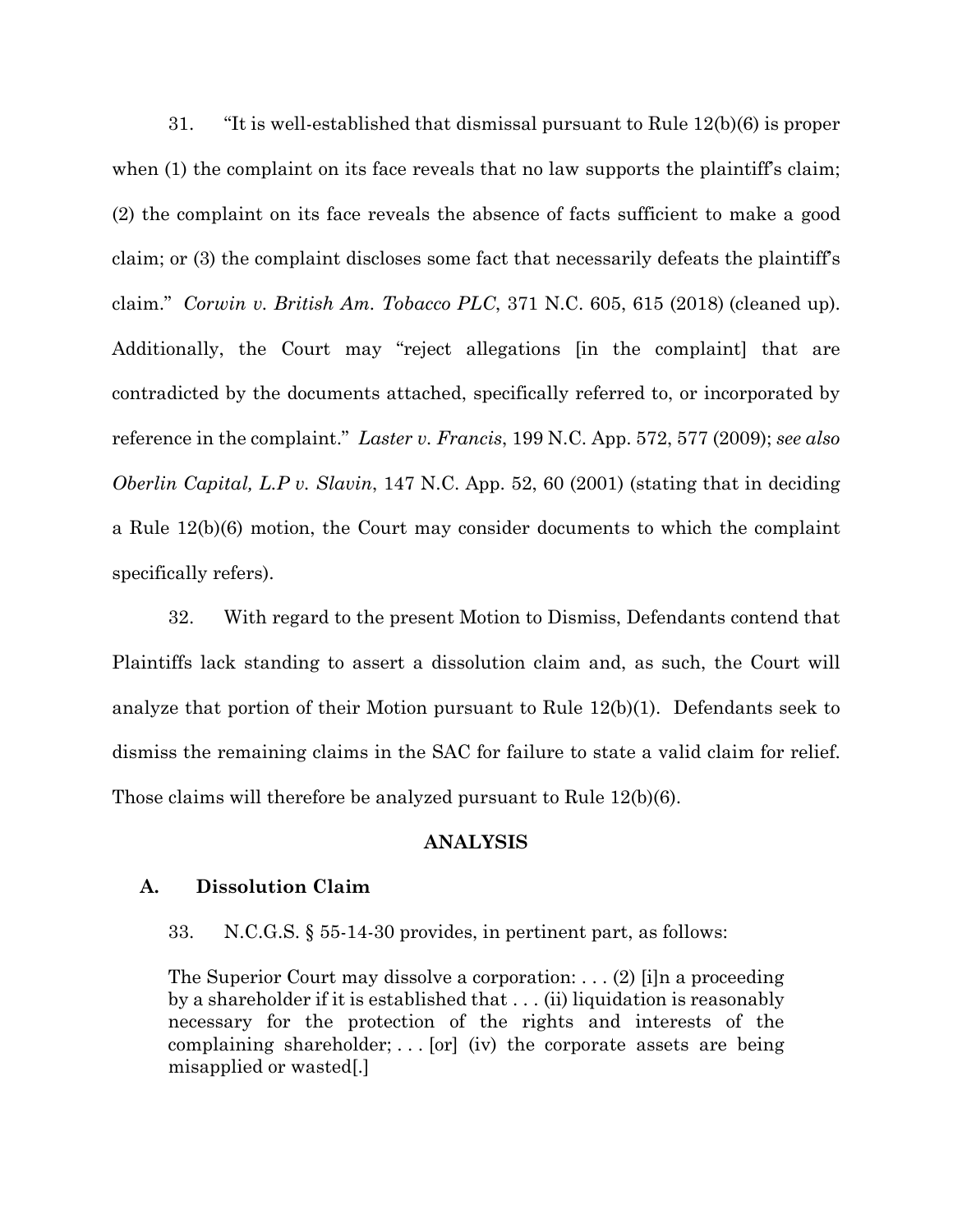31. "It is well-established that dismissal pursuant to Rule 12(b)(6) is proper when (1) the complaint on its face reveals that no law supports the plaintiff's claim; (2) the complaint on its face reveals the absence of facts sufficient to make a good claim; or (3) the complaint discloses some fact that necessarily defeats the plaintiff's claim." *Corwin v. British Am. Tobacco PLC*, 371 N.C. 605, 615 (2018) (cleaned up). Additionally, the Court may "reject allegations [in the complaint] that are contradicted by the documents attached, specifically referred to, or incorporated by reference in the complaint." *Laster v. Francis*, 199 N.C. App. 572, 577 (2009); *see also Oberlin Capital, L.P v. Slavin*, 147 N.C. App. 52, 60 (2001) (stating that in deciding a Rule 12(b)(6) motion, the Court may consider documents to which the complaint specifically refers).

32. With regard to the present Motion to Dismiss, Defendants contend that Plaintiffs lack standing to assert a dissolution claim and, as such, the Court will analyze that portion of their Motion pursuant to Rule 12(b)(1). Defendants seek to dismiss the remaining claims in the SAC for failure to state a valid claim for relief. Those claims will therefore be analyzed pursuant to Rule 12(b)(6).

## ANALYSIS

### A. Dissolution Claim

33. N.C.G.S. § 55-14-30 provides, in pertinent part, as follows:

> The Superior Court may dissolve a corporation: . . . (2) [i]n a proceeding by a shareholder if it is established that . . . (ii) liquidation is reasonably necessary for the protection of the rights and interests of the complaining shareholder; . . . [or] (iv) the corporate assets are being misapplied or wasted[.]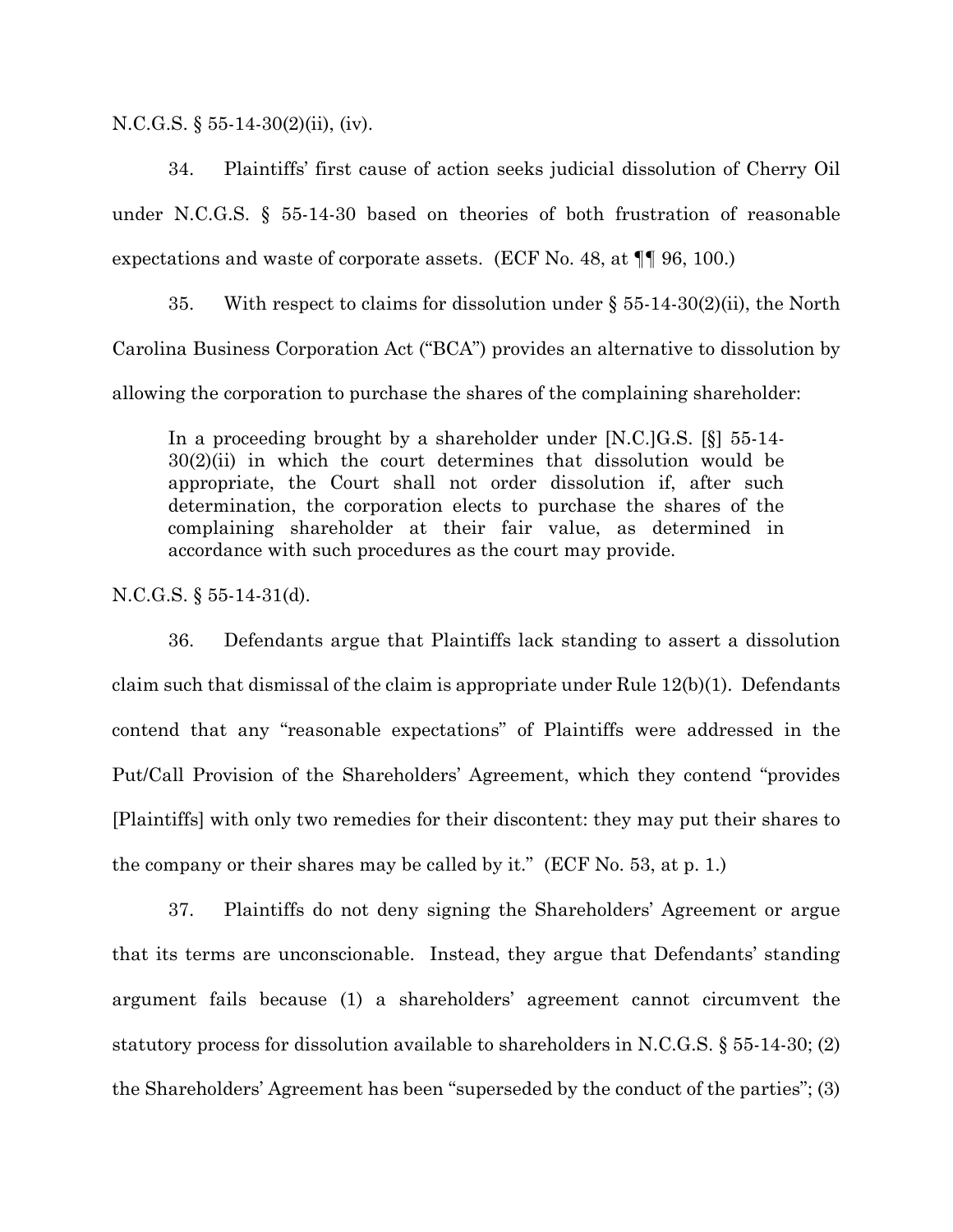N.C.G.S. § 55-14-30(2)(ii), (iv).

34. Plaintiffs' first cause of action seeks judicial dissolution of Cherry Oil under N.C.G.S. § 55-14-30 based on theories of both frustration of reasonable expectations and waste of corporate assets. (ECF No. 48, at ¶¶ 96, 100.)

35. With respect to claims for dissolution under § 55-14-30(2)(ii), the North Carolina Business Corporation Act ("BCA") provides an alternative to dissolution by allowing the corporation to purchase the shares of the complaining shareholder:

> In a proceeding brought by a shareholder under [N.C.]G.S. [§] 55-14-30(2)(ii) in which the court determines that dissolution would be appropriate, the Court shall not order dissolution if, after such determination, the corporation elects to purchase the shares of the complaining shareholder at their fair value, as determined in accordance with such procedures as the court may provide.

N.C.G.S. § 55-14-31(d).

36. Defendants argue that Plaintiffs lack standing to assert a dissolution claim such that dismissal of the claim is appropriate under Rule 12(b)(1). Defendants contend that any "reasonable expectations" of Plaintiffs were addressed in the Put/Call Provision of the Shareholders' Agreement, which they contend "provides [Plaintiffs] with only two remedies for their discontent: they may put their shares to the company or their shares may be called by it." (ECF No. 53, at p. 1.)

37. Plaintiffs do not deny signing the Shareholders' Agreement or argue that its terms are unconscionable. Instead, they argue that Defendants' standing argument fails because (1) a shareholders' agreement cannot circumvent the statutory process for dissolution available to shareholders in N.C.G.S. § 55-14-30; (2) the Shareholders' Agreement has been "superseded by the conduct of the parties"; (3)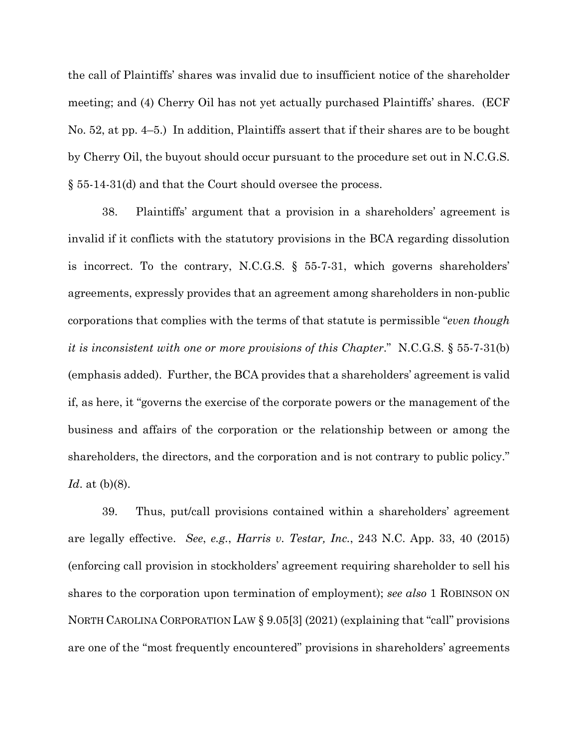the call of Plaintiffs' shares was invalid due to insufficient notice of the shareholder meeting; and (4) Cherry Oil has not yet actually purchased Plaintiffs' shares. (ECF No. 52, at pp. 4–5.) In addition, Plaintiffs assert that if their shares are to be bought by Cherry Oil, the buyout should occur pursuant to the procedure set out in N.C.G.S. § 55-14-31(d) and that the Court should oversee the process.

38. Plaintiffs' argument that a provision in a shareholders' agreement is invalid if it conflicts with the statutory provisions in the BCA regarding dissolution is incorrect. To the contrary, N.C.G.S. § 55-7-31, which governs shareholders' agreements, expressly provides that an agreement among shareholders in non-public corporations that complies with the terms of that statute is permissible "*even though it is inconsistent with one or more provisions of this Chapter*." N.C.G.S. § 55-7-31(b) (emphasis added). Further, the BCA provides that a shareholders' agreement is valid if, as here, it "governs the exercise of the corporate powers or the management of the business and affairs of the corporation or the relationship between or among the shareholders, the directors, and the corporation and is not contrary to public policy." *Id*. at (b)(8).

39. Thus, put/call provisions contained within a shareholders' agreement are legally effective. *See*, *e.g.*, *Harris v. Testar, Inc.*, 243 N.C. App. 33, 40 (2015) (enforcing call provision in stockholders' agreement requiring shareholder to sell his shares to the corporation upon termination of employment); *see also* 1 ROBINSON ON NORTH CAROLINA CORPORATION LAW § 9.05[3] (2021) (explaining that "call" provisions are one of the "most frequently encountered" provisions in shareholders' agreements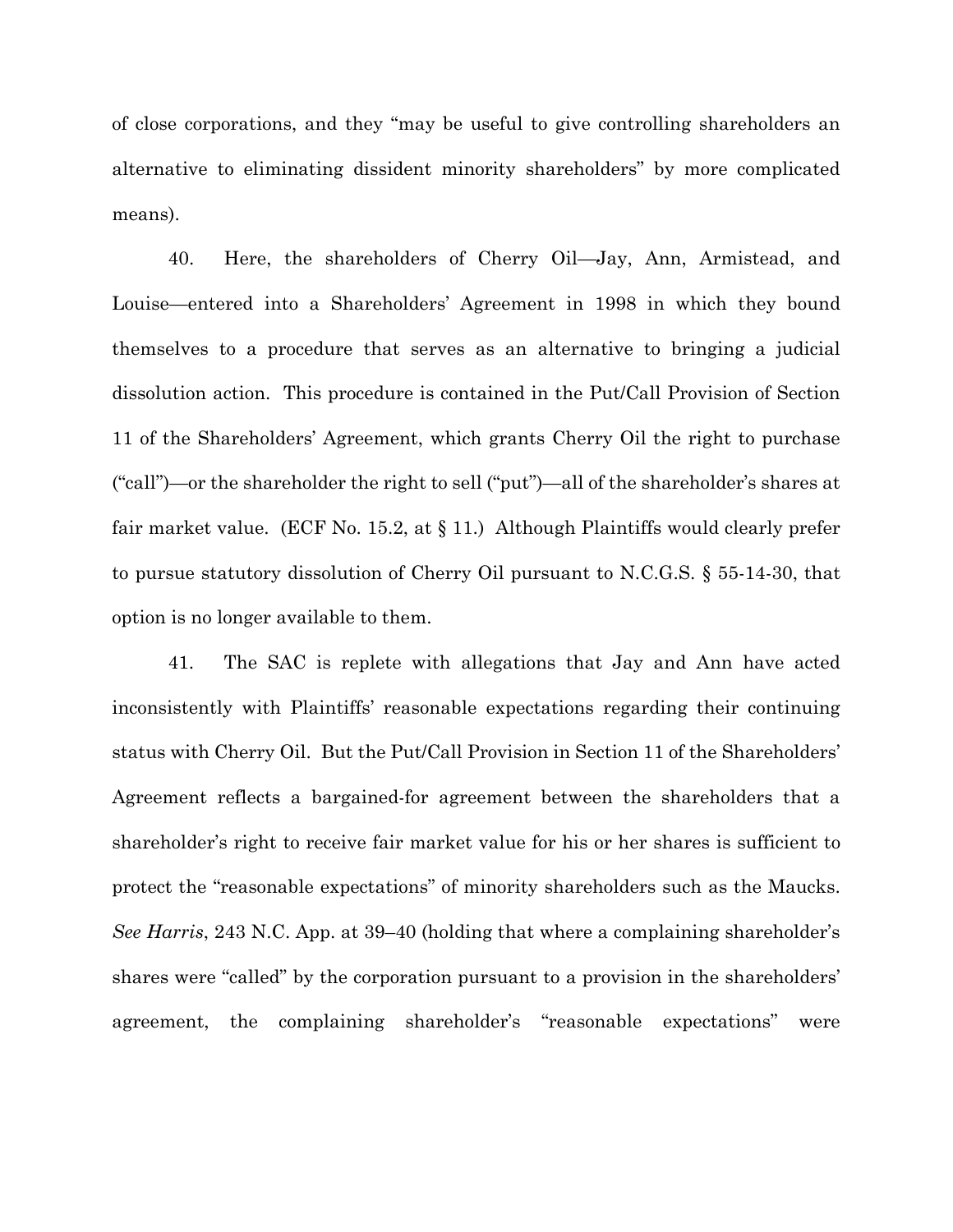of close corporations, and they "may be useful to give controlling shareholders an alternative to eliminating dissident minority shareholders" by more complicated means).

40. Here, the shareholders of Cherry Oil—Jay, Ann, Armistead, and Louise—entered into a Shareholders' Agreement in 1998 in which they bound themselves to a procedure that serves as an alternative to bringing a judicial dissolution action. This procedure is contained in the Put/Call Provision of Section 11 of the Shareholders' Agreement, which grants Cherry Oil the right to purchase ("call")—or the shareholder the right to sell ("put")—all of the shareholder's shares at fair market value. (ECF No. 15.2, at § 11.) Although Plaintiffs would clearly prefer to pursue statutory dissolution of Cherry Oil pursuant to N.C.G.S. § 55-14-30, that option is no longer available to them.

41. The SAC is replete with allegations that Jay and Ann have acted inconsistently with Plaintiffs' reasonable expectations regarding their continuing status with Cherry Oil. But the Put/Call Provision in Section 11 of the Shareholders' Agreement reflects a bargained-for agreement between the shareholders that a shareholder's right to receive fair market value for his or her shares is sufficient to protect the "reasonable expectations" of minority shareholders such as the Maucks. *See Harris*, 243 N.C. App. at 39–40 (holding that where a complaining shareholder's shares were "called" by the corporation pursuant to a provision in the shareholders' agreement, the complaining shareholder's "reasonable expectations" were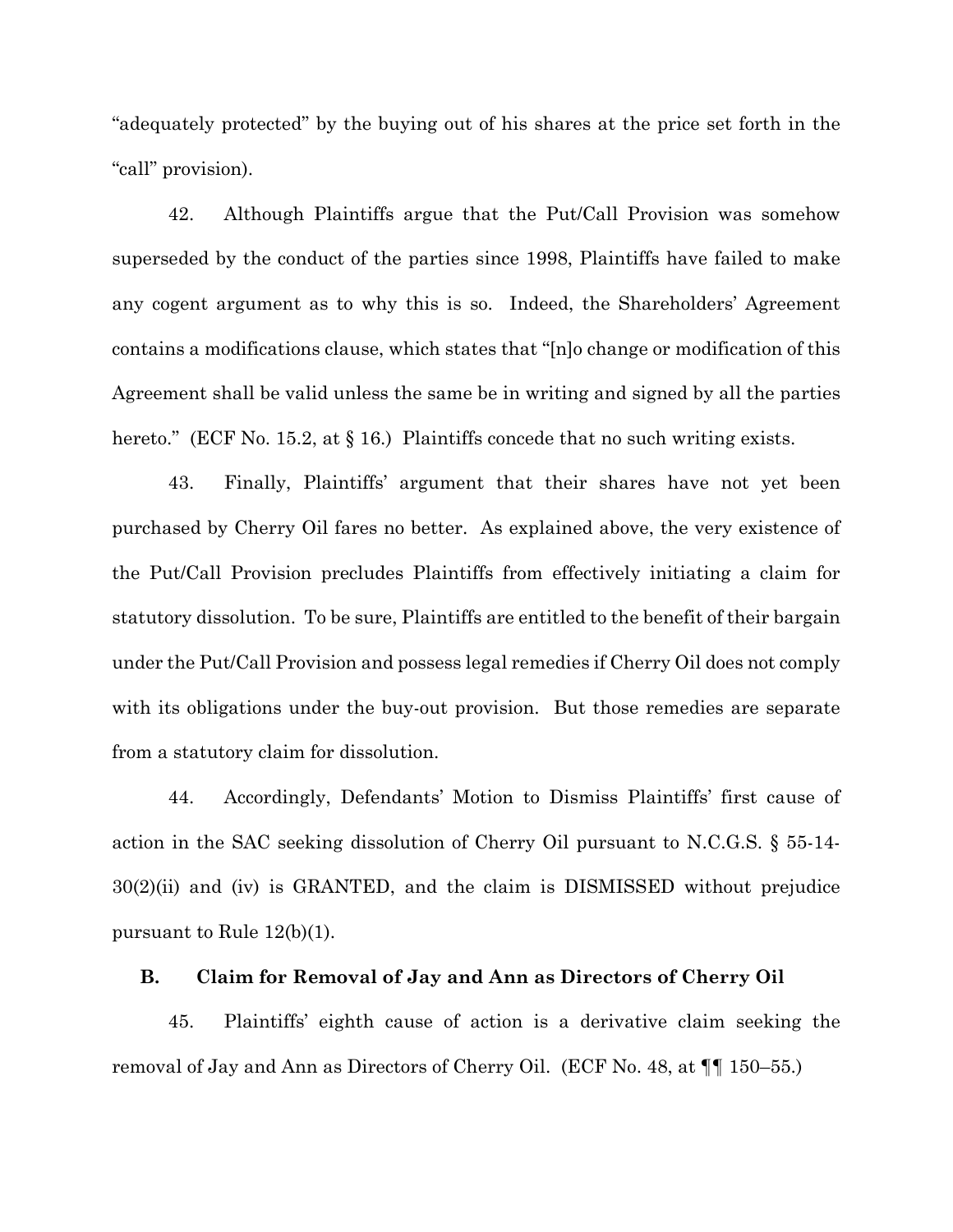"adequately protected" by the buying out of his shares at the price set forth in the "call" provision).

42. Although Plaintiffs argue that the Put/Call Provision was somehow superseded by the conduct of the parties since 1998, Plaintiffs have failed to make any cogent argument as to why this is so. Indeed, the Shareholders' Agreement contains a modifications clause, which states that "[n]o change or modification of this Agreement shall be valid unless the same be in writing and signed by all the parties hereto." (ECF No. 15.2, at § 16.) Plaintiffs concede that no such writing exists.

43. Finally, Plaintiffs' argument that their shares have not yet been purchased by Cherry Oil fares no better. As explained above, the very existence of the Put/Call Provision precludes Plaintiffs from effectively initiating a claim for statutory dissolution. To be sure, Plaintiffs are entitled to the benefit of their bargain under the Put/Call Provision and possess legal remedies if Cherry Oil does not comply with its obligations under the buy-out provision. But those remedies are separate from a statutory claim for dissolution.

44. Accordingly, Defendants' Motion to Dismiss Plaintiffs' first cause of action in the SAC seeking dissolution of Cherry Oil pursuant to N.C.G.S. § 55-14-30(2)(ii) and (iv) is GRANTED, and the claim is DISMISSED without prejudice pursuant to Rule 12(b)(1).

### B. Claim for Removal of Jay and Ann as Directors of Cherry Oil

45. Plaintiffs' eighth cause of action is a derivative claim seeking the removal of Jay and Ann as Directors of Cherry Oil. (ECF No. 48, at ¶¶ 150–55.)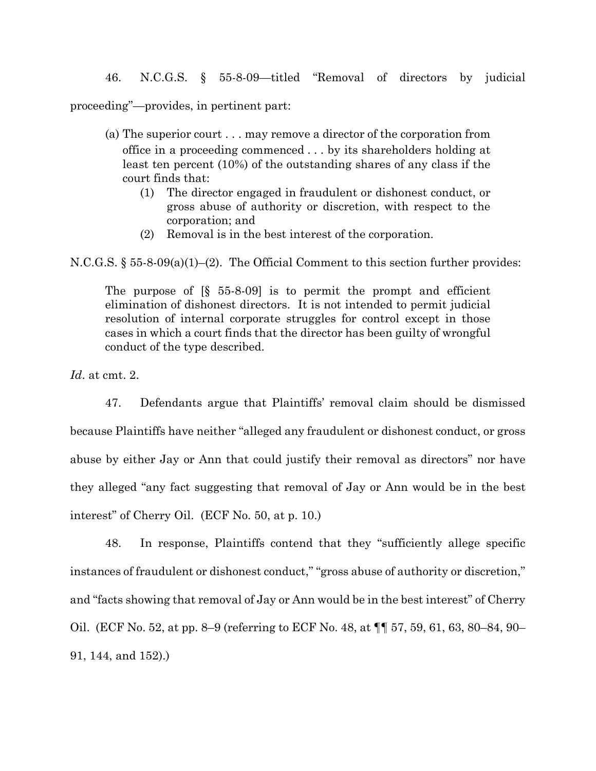46. N.C.G.S. § 55-8-09—titled "Removal of directors by judicial proceeding"—provides, in pertinent part:

> (a) The superior court . . . may remove a director of the corporation from office in a proceeding commenced . . . by its shareholders holding at least ten percent (10%) of the outstanding shares of any class if the court finds that:
>
> (1) The director engaged in fraudulent or dishonest conduct, or gross abuse of authority or discretion, with respect to the corporation; and
>
> (2) Removal is in the best interest of the corporation.

N.C.G.S. § 55-8-09(a)(1)–(2). The Official Comment to this section further provides:

> The purpose of [§ 55-8-09] is to permit the prompt and efficient elimination of dishonest directors. It is not intended to permit judicial resolution of internal corporate struggles for control except in those cases in which a court finds that the director has been guilty of wrongful conduct of the type described.

*Id*. at cmt. 2.

47. Defendants argue that Plaintiffs' removal claim should be dismissed because Plaintiffs have neither "alleged any fraudulent or dishonest conduct, or gross abuse by either Jay or Ann that could justify their removal as directors" nor have they alleged "any fact suggesting that removal of Jay or Ann would be in the best interest" of Cherry Oil. (ECF No. 50, at p. 10.)

48. In response, Plaintiffs contend that they "sufficiently allege specific instances of fraudulent or dishonest conduct," "gross abuse of authority or discretion," and "facts showing that removal of Jay or Ann would be in the best interest" of Cherry Oil. (ECF No. 52, at pp. 8–9 (referring to ECF No. 48, at ¶¶ 57, 59, 61, 63, 80–84, 90–91, 144, and 152).)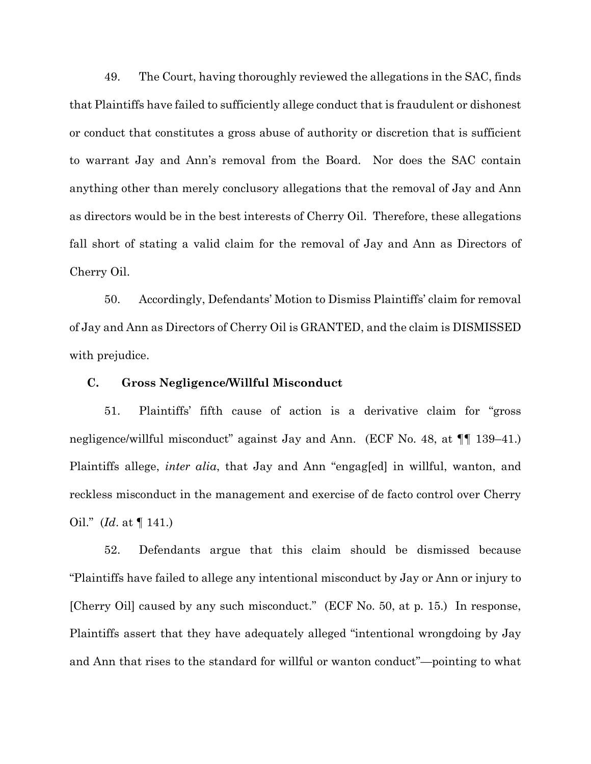49. The Court, having thoroughly reviewed the allegations in the SAC, finds that Plaintiffs have failed to sufficiently allege conduct that is fraudulent or dishonest or conduct that constitutes a gross abuse of authority or discretion that is sufficient to warrant Jay and Ann's removal from the Board. Nor does the SAC contain anything other than merely conclusory allegations that the removal of Jay and Ann as directors would be in the best interests of Cherry Oil. Therefore, these allegations fall short of stating a valid claim for the removal of Jay and Ann as Directors of Cherry Oil.

50. Accordingly, Defendants' Motion to Dismiss Plaintiffs' claim for removal of Jay and Ann as Directors of Cherry Oil is GRANTED, and the claim is DISMISSED with prejudice.

### C. Gross Negligence/Willful Misconduct

51. Plaintiffs' fifth cause of action is a derivative claim for "gross negligence/willful misconduct" against Jay and Ann. (ECF No. 48, at ¶¶ 139–41.) Plaintiffs allege, *inter alia*, that Jay and Ann "engag[ed] in willful, wanton, and reckless misconduct in the management and exercise of de facto control over Cherry Oil." (*Id*. at ¶ 141.)

52. Defendants argue that this claim should be dismissed because "Plaintiffs have failed to allege any intentional misconduct by Jay or Ann or injury to [Cherry Oil] caused by any such misconduct." (ECF No. 50, at p. 15.) In response, Plaintiffs assert that they have adequately alleged "intentional wrongdoing by Jay and Ann that rises to the standard for willful or wanton conduct"—pointing to what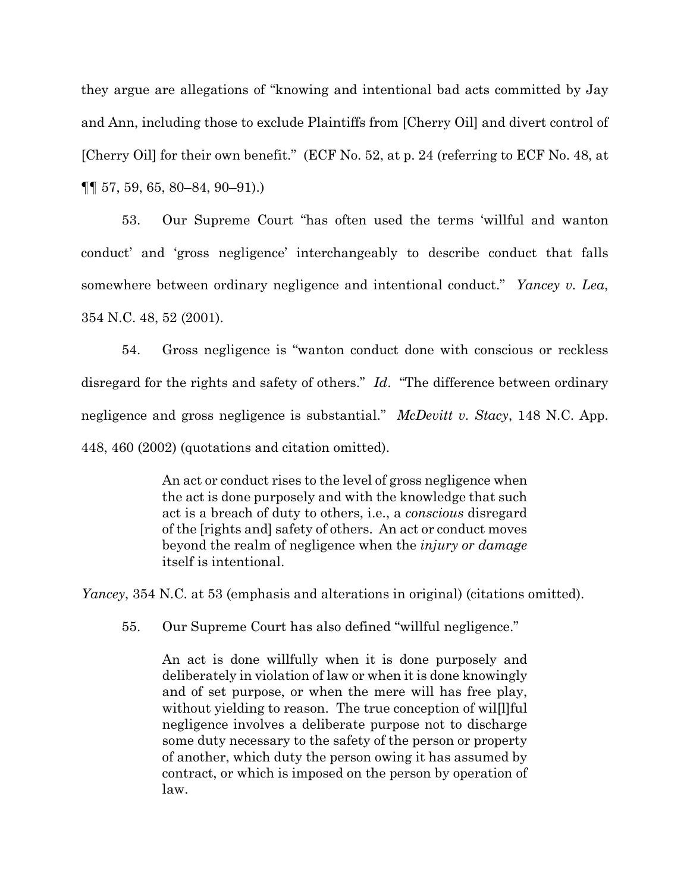they argue are allegations of "knowing and intentional bad acts committed by Jay and Ann, including those to exclude Plaintiffs from [Cherry Oil] and divert control of [Cherry Oil] for their own benefit." (ECF No. 52, at p. 24 (referring to ECF No. 48, at ¶¶ 57, 59, 65, 80–84, 90–91).)

53. Our Supreme Court "has often used the terms 'willful and wanton conduct' and 'gross negligence' interchangeably to describe conduct that falls somewhere between ordinary negligence and intentional conduct." *Yancey v. Lea*, 354 N.C. 48, 52 (2001).

54. Gross negligence is "wanton conduct done with conscious or reckless disregard for the rights and safety of others." *Id*. "The difference between ordinary negligence and gross negligence is substantial." *McDevitt v. Stacy*, 148 N.C. App. 448, 460 (2002) (quotations and citation omitted).

> An act or conduct rises to the level of gross negligence when the act is done purposely and with the knowledge that such act is a breach of duty to others, i.e., a *conscious* disregard of the [rights and] safety of others. An act or conduct moves beyond the realm of negligence when the *injury or damage* itself is intentional.

*Yancey*, 354 N.C. at 53 (emphasis and alterations in original) (citations omitted).

55. Our Supreme Court has also defined "willful negligence."

> An act is done willfully when it is done purposely and deliberately in violation of law or when it is done knowingly and of set purpose, or when the mere will has free play, without yielding to reason. The true conception of wil[l]ful negligence involves a deliberate purpose not to discharge some duty necessary to the safety of the person or property of another, which duty the person owing it has assumed by contract, or which is imposed on the person by operation of law.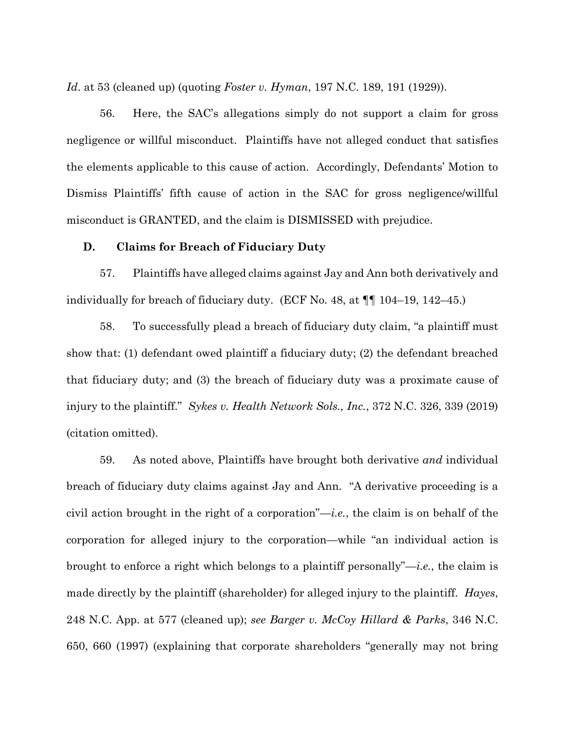*Id*. at 53 (cleaned up) (quoting *Foster v. Hyman*, 197 N.C. 189, 191 (1929)).

56. Here, the SAC's allegations simply do not support a claim for gross negligence or willful misconduct. Plaintiffs have not alleged conduct that satisfies the elements applicable to this cause of action. Accordingly, Defendants' Motion to Dismiss Plaintiffs' fifth cause of action in the SAC for gross negligence/willful misconduct is GRANTED, and the claim is DISMISSED with prejudice.

### D. Claims for Breach of Fiduciary Duty

57. Plaintiffs have alleged claims against Jay and Ann both derivatively and individually for breach of fiduciary duty. (ECF No. 48, at ¶¶ 104–19, 142–45.)

58. To successfully plead a breach of fiduciary duty claim, "a plaintiff must show that: (1) defendant owed plaintiff a fiduciary duty; (2) the defendant breached that fiduciary duty; and (3) the breach of fiduciary duty was a proximate cause of injury to the plaintiff." *Sykes v. Health Network Sols., Inc.*, 372 N.C. 326, 339 (2019) (citation omitted).

59. As noted above, Plaintiffs have brought both derivative *and* individual breach of fiduciary duty claims against Jay and Ann. "A derivative proceeding is a civil action brought in the right of a corporation"—*i.e.*, the claim is on behalf of the corporation for alleged injury to the corporation—while "an individual action is brought to enforce a right which belongs to a plaintiff personally"—*i.e.*, the claim is made directly by the plaintiff (shareholder) for alleged injury to the plaintiff. *Hayes*, 248 N.C. App. at 577 (cleaned up); *see Barger v. McCoy Hillard & Parks*, 346 N.C. 650, 660 (1997) (explaining that corporate shareholders "generally may not bring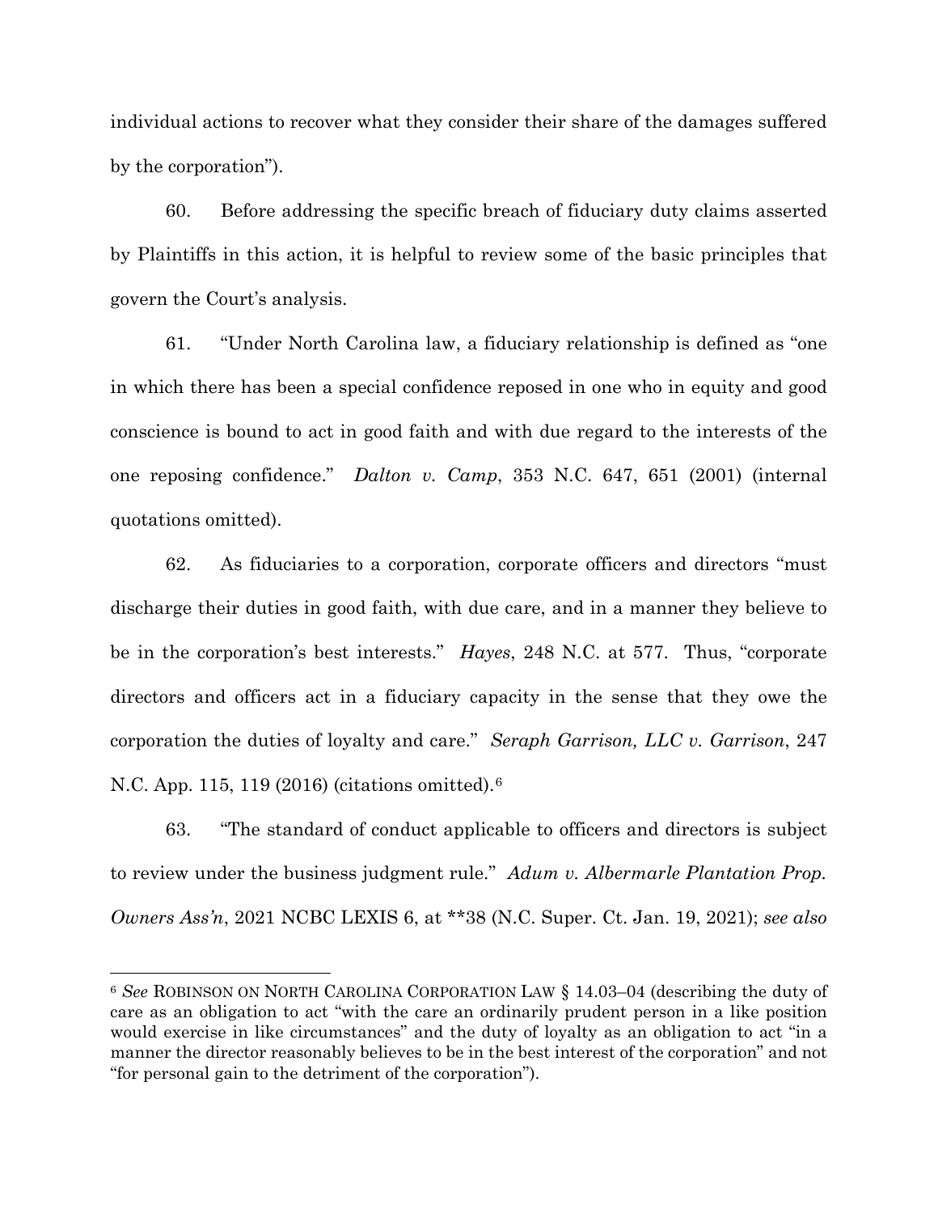individual actions to recover what they consider their share of the damages suffered by the corporation").

60. Before addressing the specific breach of fiduciary duty claims asserted by Plaintiffs in this action, it is helpful to review some of the basic principles that govern the Court's analysis.

61. "Under North Carolina law, a fiduciary relationship is defined as "one in which there has been a special confidence reposed in one who in equity and good conscience is bound to act in good faith and with due regard to the interests of the one reposing confidence." *Dalton v. Camp*, 353 N.C. 647, 651 (2001) (internal quotations omitted).

62. As fiduciaries to a corporation, corporate officers and directors "must discharge their duties in good faith, with due care, and in a manner they believe to be in the corporation's best interests." *Hayes*, 248 N.C. at 577. Thus, "corporate directors and officers act in a fiduciary capacity in the sense that they owe the corporation the duties of loyalty and care." *Seraph Garrison, LLC v. Garrison*, 247 N.C. App. 115, 119 (2016) (citations omitted).[6]

63. "The standard of conduct applicable to officers and directors is subject to review under the business judgment rule." *Adum v. Albermarle Plantation Prop. Owners Ass'n*, 2021 NCBC LEXIS 6, at **38 (N.C. Super. Ct. Jan. 19, 2021); *see also*

---

[6] *See* ROBINSON ON NORTH CAROLINA CORPORATION LAW § 14.03–04 (describing the duty of care as an obligation to act "with the care an ordinarily prudent person in a like position would exercise in like circumstances" and the duty of loyalty as an obligation to act "in a manner the director reasonably believes to be in the best interest of the corporation" and not "for personal gain to the detriment of the corporation").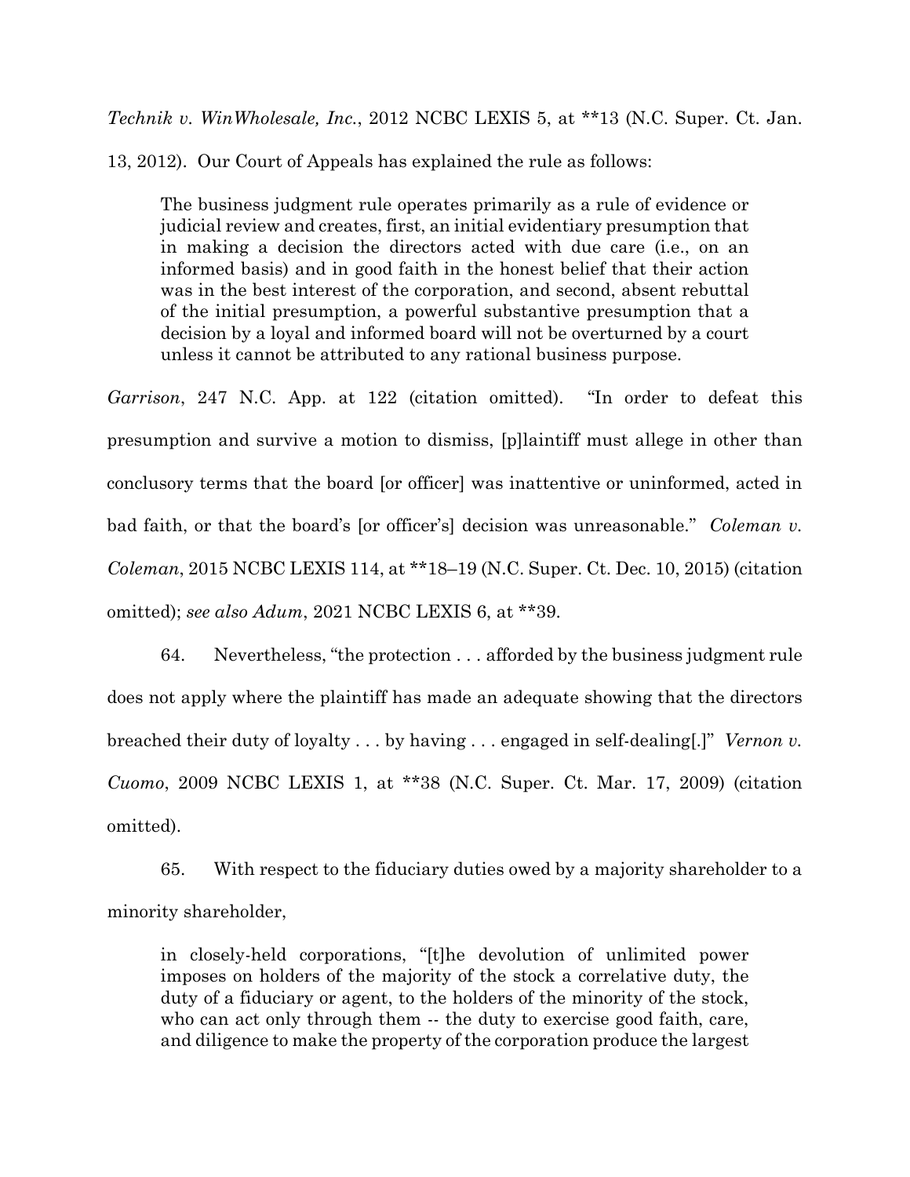*Technik v. WinWholesale, Inc.*, 2012 NCBC LEXIS 5, at **13 (N.C. Super. Ct. Jan. 13, 2012). Our Court of Appeals has explained the rule as follows:

> The business judgment rule operates primarily as a rule of evidence or judicial review and creates, first, an initial evidentiary presumption that in making a decision the directors acted with due care (i.e., on an informed basis) and in good faith in the honest belief that their action was in the best interest of the corporation, and second, absent rebuttal of the initial presumption, a powerful substantive presumption that a decision by a loyal and informed board will not be overturned by a court unless it cannot be attributed to any rational business purpose.

*Garrison*, 247 N.C. App. at 122 (citation omitted). "In order to defeat this presumption and survive a motion to dismiss, [p]laintiff must allege in other than conclusory terms that the board [or officer] was inattentive or uninformed, acted in bad faith, or that the board's [or officer's] decision was unreasonable." *Coleman v. Coleman*, 2015 NCBC LEXIS 114, at **18–19 (N.C. Super. Ct. Dec. 10, 2015) (citation omitted); *see also Adum*, 2021 NCBC LEXIS 6, at **39.

64. Nevertheless, "the protection . . . afforded by the business judgment rule does not apply where the plaintiff has made an adequate showing that the directors breached their duty of loyalty . . . by having . . . engaged in self-dealing[.]" *Vernon v. Cuomo*, 2009 NCBC LEXIS 1, at **38 (N.C. Super. Ct. Mar. 17, 2009) (citation omitted).

65. With respect to the fiduciary duties owed by a majority shareholder to a minority shareholder,

> in closely-held corporations, "[t]he devolution of unlimited power imposes on holders of the majority of the stock a correlative duty, the duty of a fiduciary or agent, to the holders of the minority of the stock, who can act only through them -- the duty to exercise good faith, care, and diligence to make the property of the corporation produce the largest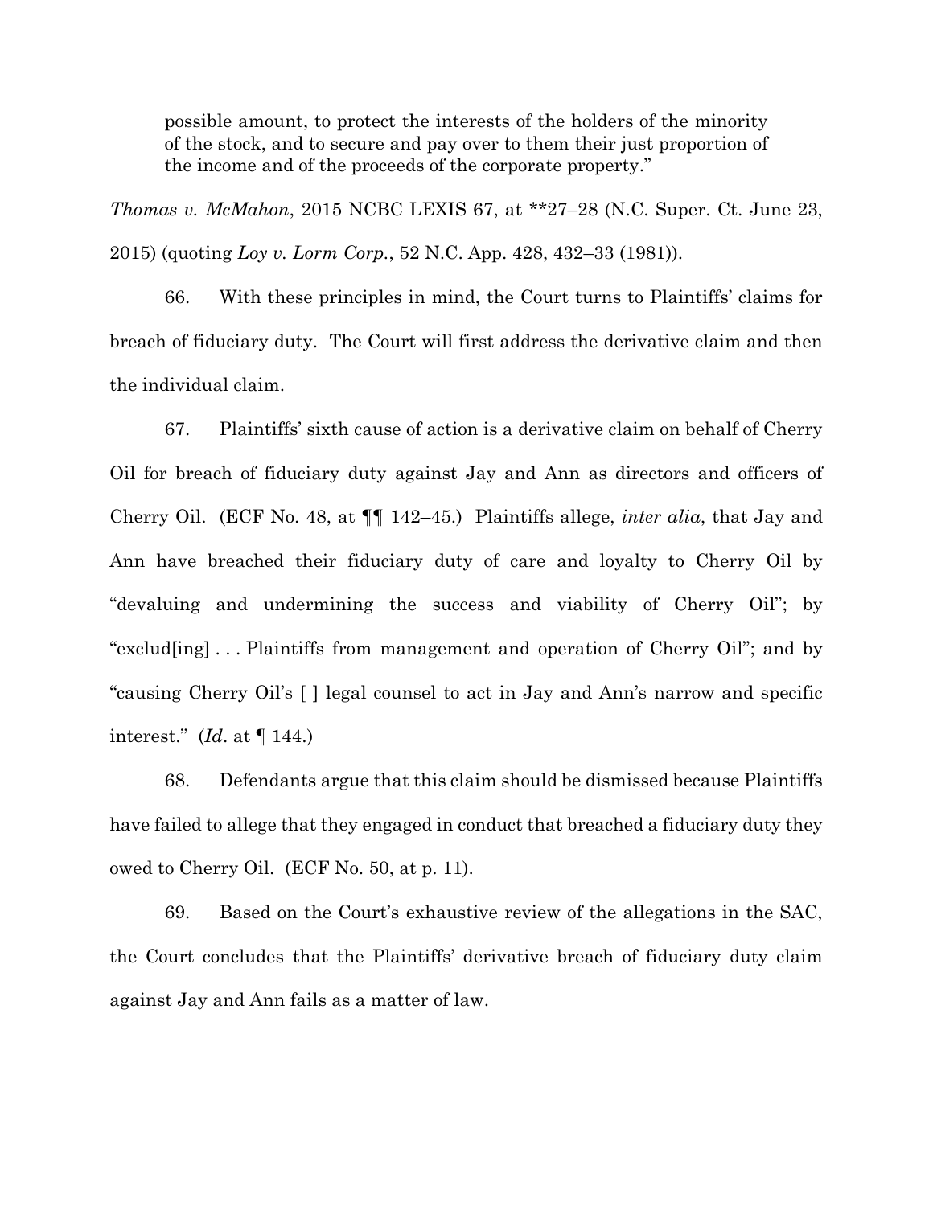> possible amount, to protect the interests of the holders of the minority of the stock, and to secure and pay over to them their just proportion of the income and of the proceeds of the corporate property."

*Thomas v. McMahon*, 2015 NCBC LEXIS 67, at **27–28 (N.C. Super. Ct. June 23, 2015) (quoting *Loy v. Lorm Corp.*, 52 N.C. App. 428, 432–33 (1981)).

66. With these principles in mind, the Court turns to Plaintiffs' claims for breach of fiduciary duty. The Court will first address the derivative claim and then the individual claim.

67. Plaintiffs' sixth cause of action is a derivative claim on behalf of Cherry Oil for breach of fiduciary duty against Jay and Ann as directors and officers of Cherry Oil. (ECF No. 48, at ¶¶ 142–45.) Plaintiffs allege, *inter alia*, that Jay and Ann have breached their fiduciary duty of care and loyalty to Cherry Oil by "devaluing and undermining the success and viability of Cherry Oil"; by "exclud[ing] . . . Plaintiffs from management and operation of Cherry Oil"; and by "causing Cherry Oil's [ ] legal counsel to act in Jay and Ann's narrow and specific interest." (*Id*. at ¶ 144.)

68. Defendants argue that this claim should be dismissed because Plaintiffs have failed to allege that they engaged in conduct that breached a fiduciary duty they owed to Cherry Oil. (ECF No. 50, at p. 11).

69. Based on the Court's exhaustive review of the allegations in the SAC, the Court concludes that the Plaintiffs' derivative breach of fiduciary duty claim against Jay and Ann fails as a matter of law.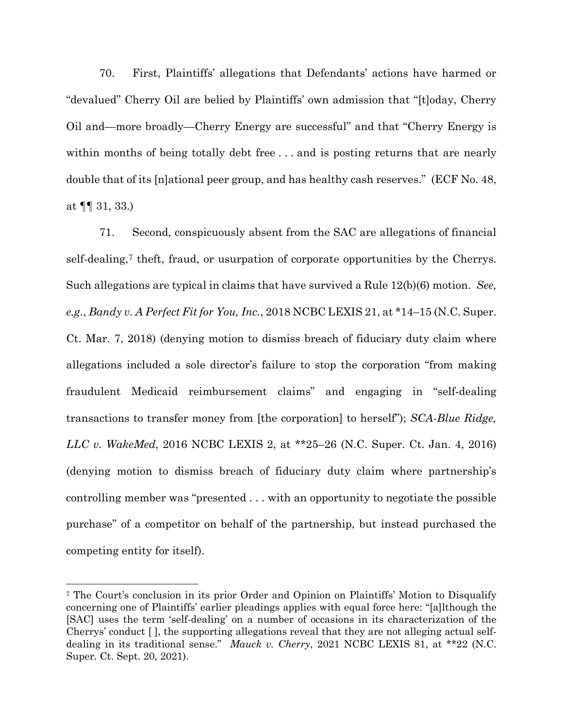70. First, Plaintiffs' allegations that Defendants' actions have harmed or "devalued" Cherry Oil are belied by Plaintiffs' own admission that "[t]oday, Cherry Oil and—more broadly—Cherry Energy are successful" and that "Cherry Energy is within months of being totally debt free . . . and is posting returns that are nearly double that of its [n]ational peer group, and has healthy cash reserves." (ECF No. 48, at ¶¶ 31, 33.)

71. Second, conspicuously absent from the SAC are allegations of financial self-dealing,[7] theft, fraud, or usurpation of corporate opportunities by the Cherrys. Such allegations are typical in claims that have survived a Rule 12(b)(6) motion. *See, e.g.*, *Bandy v. A Perfect Fit for You, Inc.*, 2018 NCBC LEXIS 21, at *14–15 (N.C. Super. Ct. Mar. 7, 2018) (denying motion to dismiss breach of fiduciary duty claim where allegations included a sole director's failure to stop the corporation "from making fraudulent Medicaid reimbursement claims" and engaging in "self-dealing transactions to transfer money from [the corporation] to herself"); *SCA-Blue Ridge, LLC v. WakeMed*, 2016 NCBC LEXIS 2, at **25–26 (N.C. Super. Ct. Jan. 4, 2016) (denying motion to dismiss breach of fiduciary duty claim where partnership's controlling member was "presented . . . with an opportunity to negotiate the possible purchase" of a competitor on behalf of the partnership, but instead purchased the competing entity for itself).

[7] The Court's conclusion in its prior Order and Opinion on Plaintiffs' Motion to Disqualify concerning one of Plaintiffs' earlier pleadings applies with equal force here: "[a]lthough the [SAC] uses the term 'self-dealing' on a number of occasions in its characterization of the Cherrys' conduct [ ], the supporting allegations reveal that they are not alleging actual self-dealing in its traditional sense." *Mauck v. Cherry*, 2021 NCBC LEXIS 81, at **22 (N.C. Super. Ct. Sept. 20, 2021).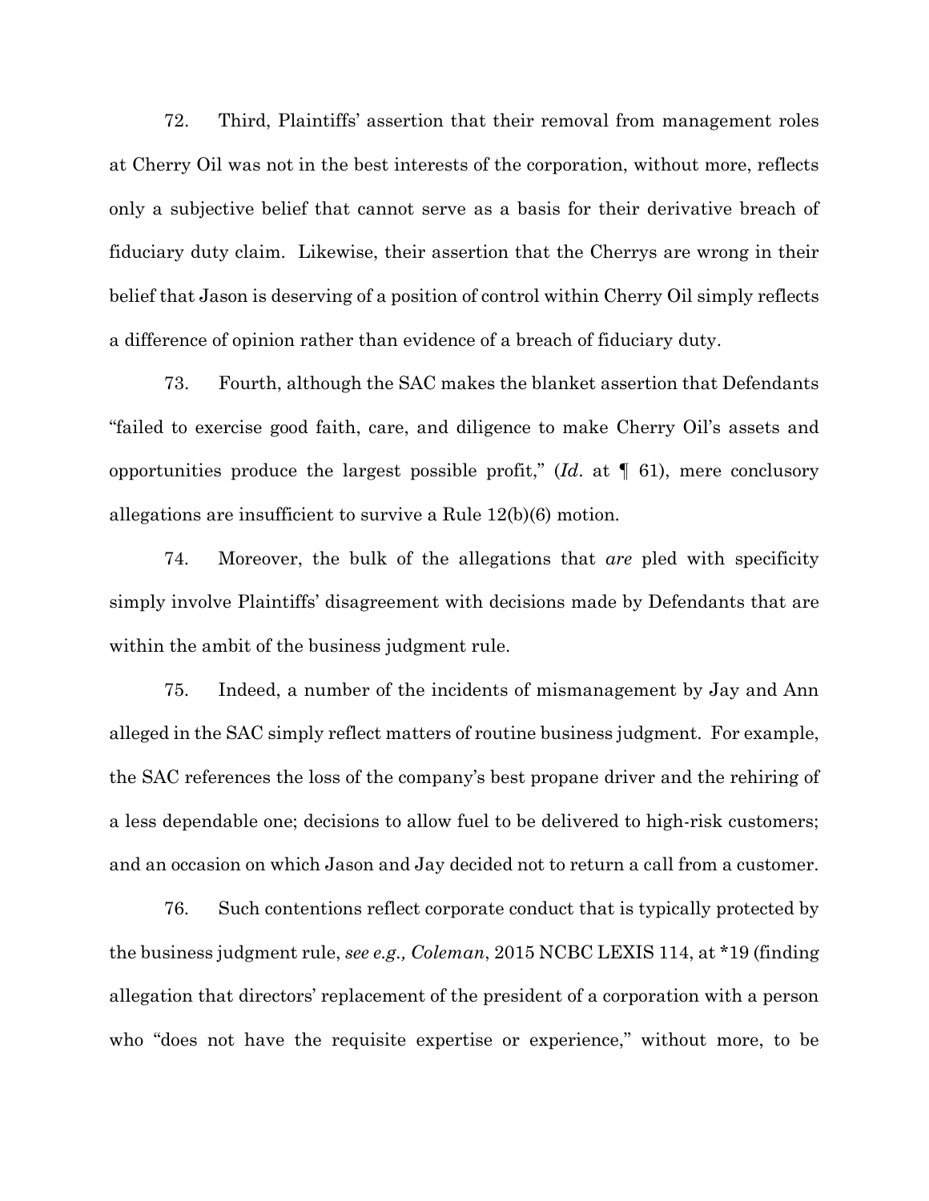72. Third, Plaintiffs' assertion that their removal from management roles at Cherry Oil was not in the best interests of the corporation, without more, reflects only a subjective belief that cannot serve as a basis for their derivative breach of fiduciary duty claim. Likewise, their assertion that the Cherrys are wrong in their belief that Jason is deserving of a position of control within Cherry Oil simply reflects a difference of opinion rather than evidence of a breach of fiduciary duty.

73. Fourth, although the SAC makes the blanket assertion that Defendants "failed to exercise good faith, care, and diligence to make Cherry Oil's assets and opportunities produce the largest possible profit," (*Id*. at ¶ 61), mere conclusory allegations are insufficient to survive a Rule 12(b)(6) motion.

74. Moreover, the bulk of the allegations that *are* pled with specificity simply involve Plaintiffs' disagreement with decisions made by Defendants that are within the ambit of the business judgment rule.

75. Indeed, a number of the incidents of mismanagement by Jay and Ann alleged in the SAC simply reflect matters of routine business judgment. For example, the SAC references the loss of the company's best propane driver and the rehiring of a less dependable one; decisions to allow fuel to be delivered to high-risk customers; and an occasion on which Jason and Jay decided not to return a call from a customer.

76. Such contentions reflect corporate conduct that is typically protected by the business judgment rule, *see e.g., Coleman*, 2015 NCBC LEXIS 114, at *19 (finding allegation that directors' replacement of the president of a corporation with a person who "does not have the requisite expertise or experience," without more, to be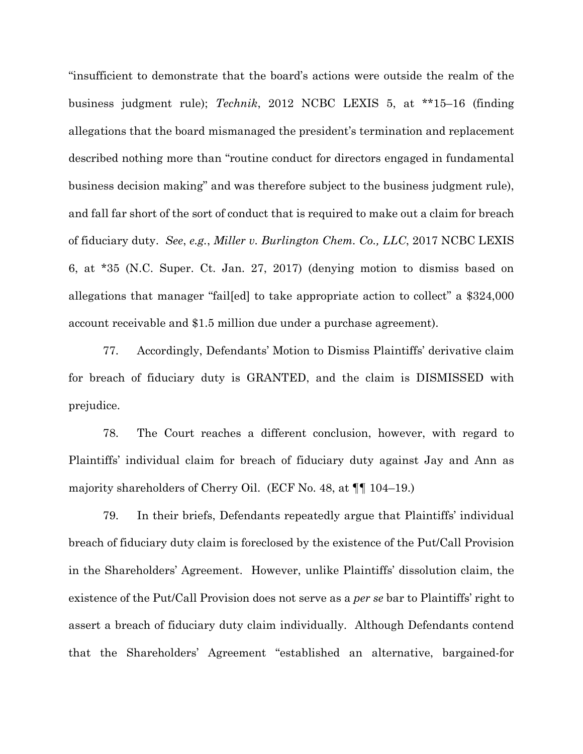"insufficient to demonstrate that the board's actions were outside the realm of the business judgment rule); *Technik*, 2012 NCBC LEXIS 5, at **15–16 (finding allegations that the board mismanaged the president's termination and replacement described nothing more than "routine conduct for directors engaged in fundamental business decision making" and was therefore subject to the business judgment rule), and fall far short of the sort of conduct that is required to make out a claim for breach of fiduciary duty. *See*, *e.g.*, *Miller v. Burlington Chem. Co., LLC*, 2017 NCBC LEXIS 6, at *35 (N.C. Super. Ct. Jan. 27, 2017) (denying motion to dismiss based on allegations that manager "fail[ed] to take appropriate action to collect" a $324,000 account receivable and $1.5 million due under a purchase agreement).

77. Accordingly, Defendants' Motion to Dismiss Plaintiffs' derivative claim for breach of fiduciary duty is GRANTED, and the claim is DISMISSED with prejudice.

78. The Court reaches a different conclusion, however, with regard to Plaintiffs' individual claim for breach of fiduciary duty against Jay and Ann as majority shareholders of Cherry Oil. (ECF No. 48, at ¶¶ 104–19.)

79. In their briefs, Defendants repeatedly argue that Plaintiffs' individual breach of fiduciary duty claim is foreclosed by the existence of the Put/Call Provision in the Shareholders' Agreement. However, unlike Plaintiffs' dissolution claim, the existence of the Put/Call Provision does not serve as a *per se* bar to Plaintiffs' right to assert a breach of fiduciary duty claim individually. Although Defendants contend that the Shareholders' Agreement "established an alternative, bargained-for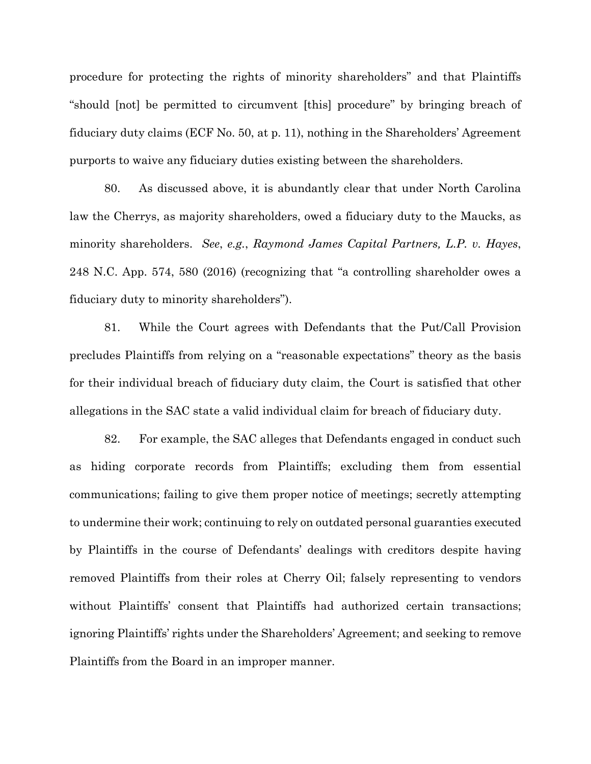procedure for protecting the rights of minority shareholders" and that Plaintiffs "should [not] be permitted to circumvent [this] procedure" by bringing breach of fiduciary duty claims (ECF No. 50, at p. 11), nothing in the Shareholders' Agreement purports to waive any fiduciary duties existing between the shareholders.

80. As discussed above, it is abundantly clear that under North Carolina law the Cherrys, as majority shareholders, owed a fiduciary duty to the Maucks, as minority shareholders. *See*, *e.g.*, *Raymond James Capital Partners, L.P. v. Hayes*, 248 N.C. App. 574, 580 (2016) (recognizing that "a controlling shareholder owes a fiduciary duty to minority shareholders").

81. While the Court agrees with Defendants that the Put/Call Provision precludes Plaintiffs from relying on a "reasonable expectations" theory as the basis for their individual breach of fiduciary duty claim, the Court is satisfied that other allegations in the SAC state a valid individual claim for breach of fiduciary duty.

82. For example, the SAC alleges that Defendants engaged in conduct such as hiding corporate records from Plaintiffs; excluding them from essential communications; failing to give them proper notice of meetings; secretly attempting to undermine their work; continuing to rely on outdated personal guaranties executed by Plaintiffs in the course of Defendants' dealings with creditors despite having removed Plaintiffs from their roles at Cherry Oil; falsely representing to vendors without Plaintiffs' consent that Plaintiffs had authorized certain transactions; ignoring Plaintiffs' rights under the Shareholders' Agreement; and seeking to remove Plaintiffs from the Board in an improper manner.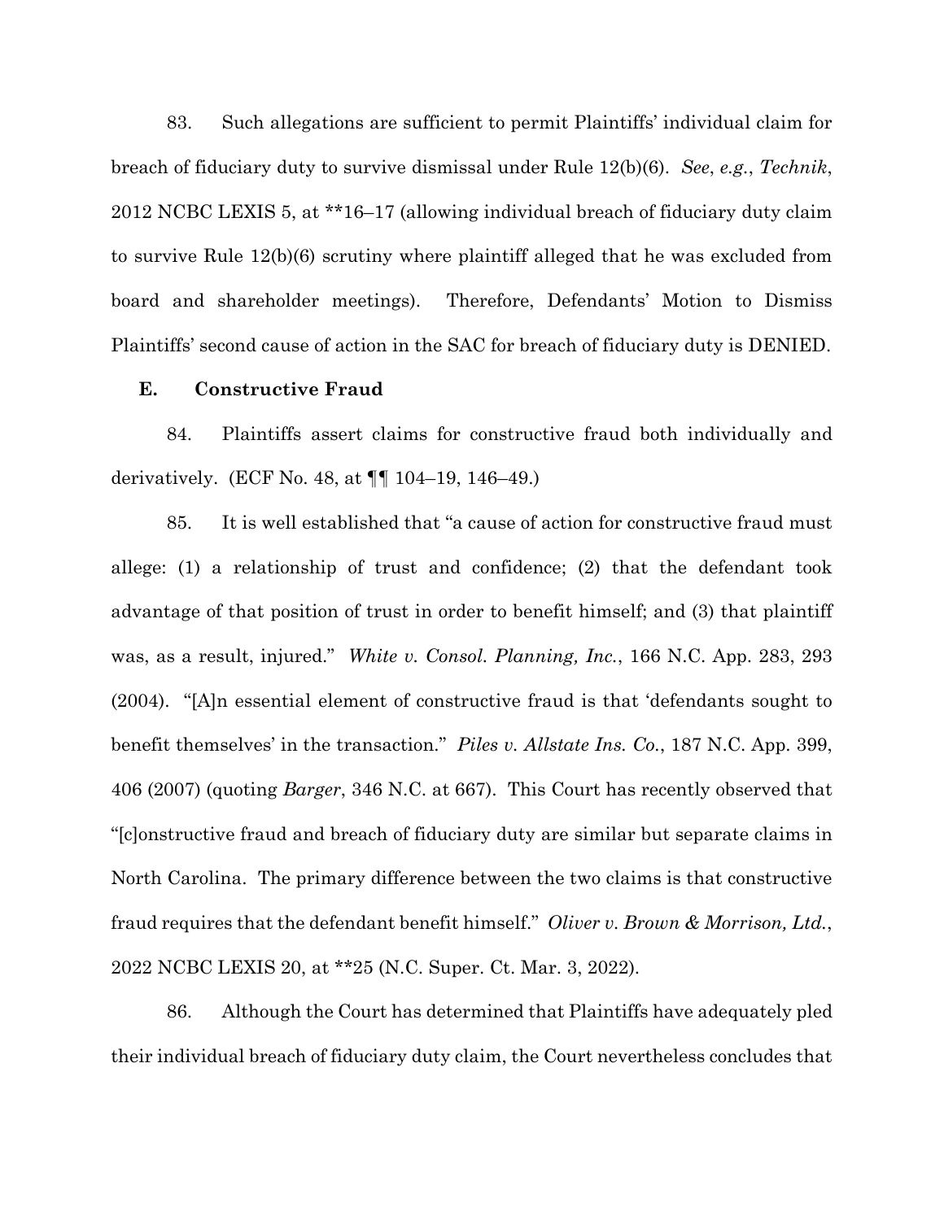83. Such allegations are sufficient to permit Plaintiffs' individual claim for breach of fiduciary duty to survive dismissal under Rule 12(b)(6). *See*, *e.g.*, *Technik*, 2012 NCBC LEXIS 5, at **16–17 (allowing individual breach of fiduciary duty claim to survive Rule 12(b)(6) scrutiny where plaintiff alleged that he was excluded from board and shareholder meetings). Therefore, Defendants' Motion to Dismiss Plaintiffs' second cause of action in the SAC for breach of fiduciary duty is DENIED.

### E. Constructive Fraud

84. Plaintiffs assert claims for constructive fraud both individually and derivatively. (ECF No. 48, at ¶¶ 104–19, 146–49.)

85. It is well established that "a cause of action for constructive fraud must allege: (1) a relationship of trust and confidence; (2) that the defendant took advantage of that position of trust in order to benefit himself; and (3) that plaintiff was, as a result, injured." *White v. Consol. Planning, Inc.*, 166 N.C. App. 283, 293 (2004). "[A]n essential element of constructive fraud is that 'defendants sought to benefit themselves' in the transaction." *Piles v. Allstate Ins. Co.*, 187 N.C. App. 399, 406 (2007) (quoting *Barger*, 346 N.C. at 667). This Court has recently observed that "[c]onstructive fraud and breach of fiduciary duty are similar but separate claims in North Carolina. The primary difference between the two claims is that constructive fraud requires that the defendant benefit himself." *Oliver v. Brown & Morrison, Ltd.*, 2022 NCBC LEXIS 20, at **25 (N.C. Super. Ct. Mar. 3, 2022).

86. Although the Court has determined that Plaintiffs have adequately pled their individual breach of fiduciary duty claim, the Court nevertheless concludes that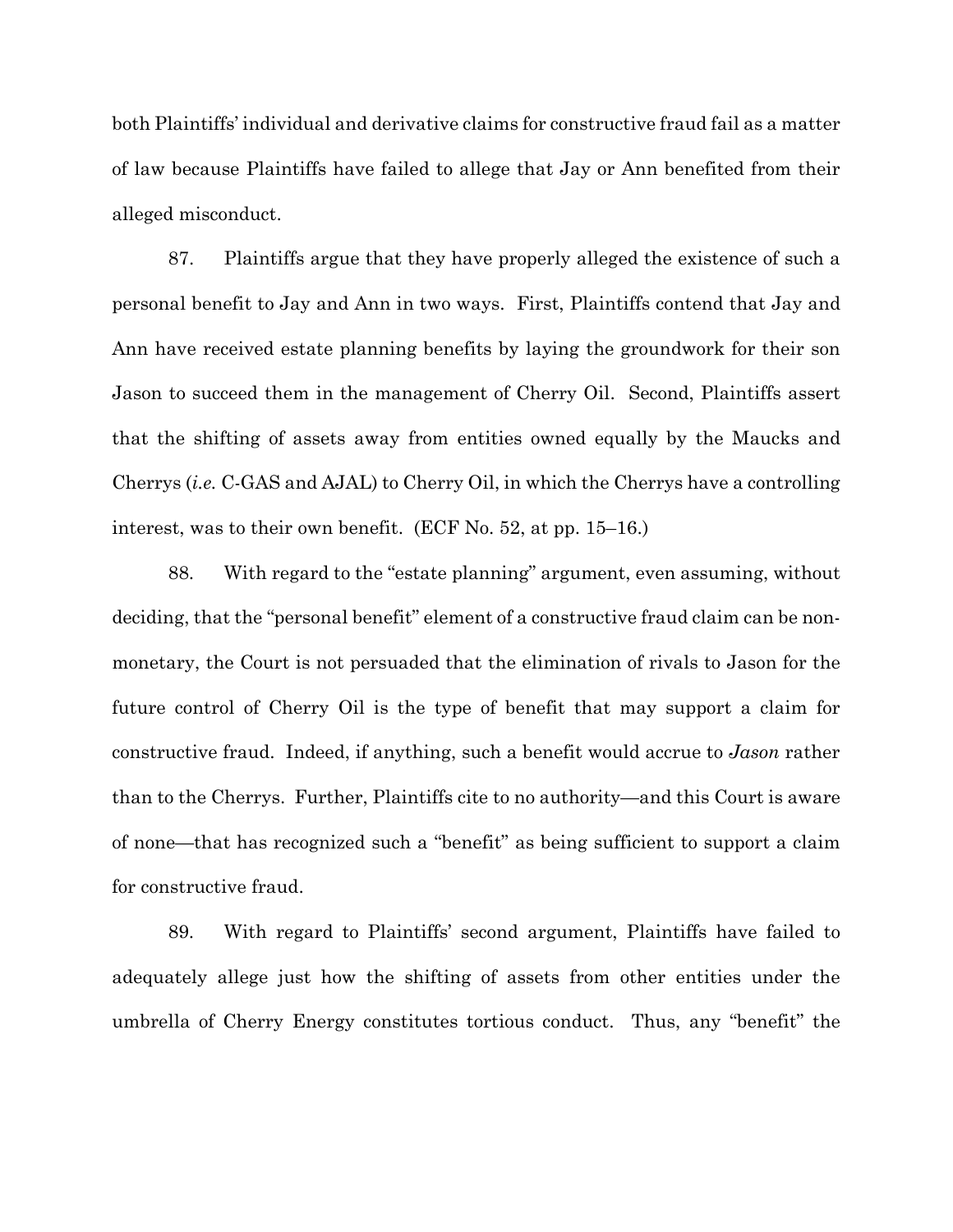both Plaintiffs' individual and derivative claims for constructive fraud fail as a matter of law because Plaintiffs have failed to allege that Jay or Ann benefited from their alleged misconduct.

87. Plaintiffs argue that they have properly alleged the existence of such a personal benefit to Jay and Ann in two ways. First, Plaintiffs contend that Jay and Ann have received estate planning benefits by laying the groundwork for their son Jason to succeed them in the management of Cherry Oil. Second, Plaintiffs assert that the shifting of assets away from entities owned equally by the Maucks and Cherrys (*i.e.* C-GAS and AJAL) to Cherry Oil, in which the Cherrys have a controlling interest, was to their own benefit. (ECF No. 52, at pp. 15–16.)

88. With regard to the "estate planning" argument, even assuming, without deciding, that the "personal benefit" element of a constructive fraud claim can be non-monetary, the Court is not persuaded that the elimination of rivals to Jason for the future control of Cherry Oil is the type of benefit that may support a claim for constructive fraud. Indeed, if anything, such a benefit would accrue to *Jason* rather than to the Cherrys. Further, Plaintiffs cite to no authority—and this Court is aware of none—that has recognized such a "benefit" as being sufficient to support a claim for constructive fraud.

89. With regard to Plaintiffs' second argument, Plaintiffs have failed to adequately allege just how the shifting of assets from other entities under the umbrella of Cherry Energy constitutes tortious conduct. Thus, any "benefit" the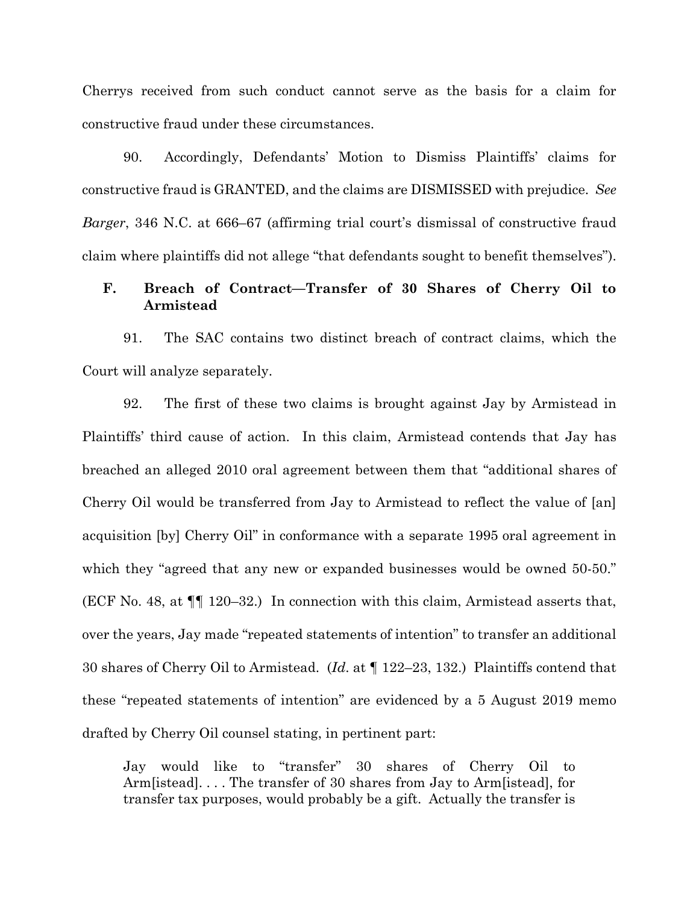Cherrys received from such conduct cannot serve as the basis for a claim for constructive fraud under these circumstances.

90. Accordingly, Defendants' Motion to Dismiss Plaintiffs' claims for constructive fraud is GRANTED, and the claims are DISMISSED with prejudice. *See Barger*, 346 N.C. at 666–67 (affirming trial court's dismissal of constructive fraud claim where plaintiffs did not allege "that defendants sought to benefit themselves").

### F. Breach of Contract—Transfer of 30 Shares of Cherry Oil to Armistead

91. The SAC contains two distinct breach of contract claims, which the Court will analyze separately.

92. The first of these two claims is brought against Jay by Armistead in Plaintiffs' third cause of action. In this claim, Armistead contends that Jay has breached an alleged 2010 oral agreement between them that "additional shares of Cherry Oil would be transferred from Jay to Armistead to reflect the value of [an] acquisition [by] Cherry Oil" in conformance with a separate 1995 oral agreement in which they "agreed that any new or expanded businesses would be owned 50-50." (ECF No. 48, at ¶¶ 120–32.) In connection with this claim, Armistead asserts that, over the years, Jay made "repeated statements of intention" to transfer an additional 30 shares of Cherry Oil to Armistead. (*Id*. at ¶ 122–23, 132.) Plaintiffs contend that these "repeated statements of intention" are evidenced by a 5 August 2019 memo drafted by Cherry Oil counsel stating, in pertinent part:

> Jay would like to "transfer" 30 shares of Cherry Oil to Arm[istead]. . . . The transfer of 30 shares from Jay to Arm[istead], for transfer tax purposes, would probably be a gift. Actually the transfer is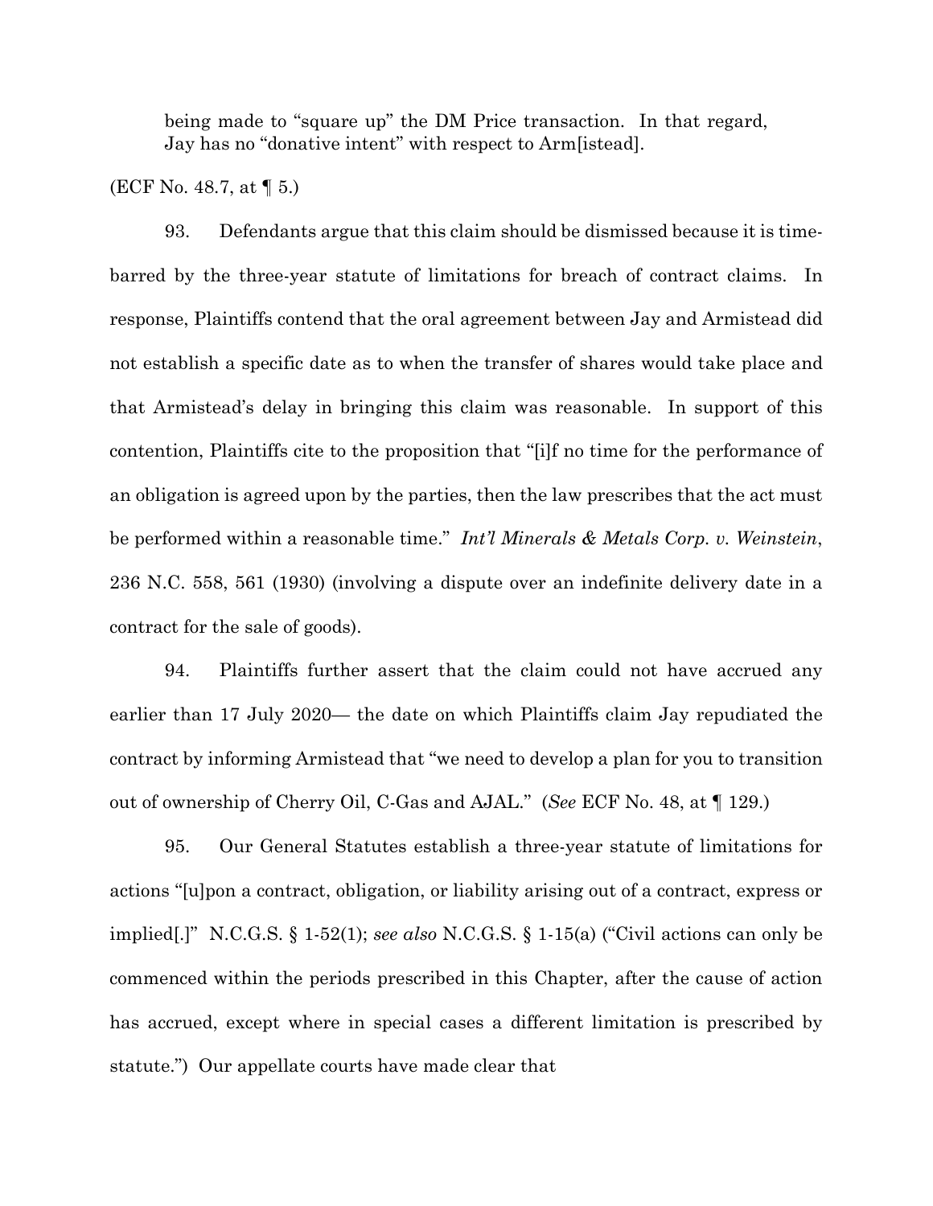> being made to "square up" the DM Price transaction. In that regard, Jay has no "donative intent" with respect to Arm[istead].

(ECF No. 48.7, at ¶ 5.)

93. Defendants argue that this claim should be dismissed because it is time-barred by the three-year statute of limitations for breach of contract claims. In response, Plaintiffs contend that the oral agreement between Jay and Armistead did not establish a specific date as to when the transfer of shares would take place and that Armistead's delay in bringing this claim was reasonable. In support of this contention, Plaintiffs cite to the proposition that "[i]f no time for the performance of an obligation is agreed upon by the parties, then the law prescribes that the act must be performed within a reasonable time." *Int'l Minerals & Metals Corp. v. Weinstein*, 236 N.C. 558, 561 (1930) (involving a dispute over an indefinite delivery date in a contract for the sale of goods).

94. Plaintiffs further assert that the claim could not have accrued any earlier than 17 July 2020— the date on which Plaintiffs claim Jay repudiated the contract by informing Armistead that "we need to develop a plan for you to transition out of ownership of Cherry Oil, C-Gas and AJAL." (*See* ECF No. 48, at ¶ 129.)

95. Our General Statutes establish a three-year statute of limitations for actions "[u]pon a contract, obligation, or liability arising out of a contract, express or implied[.]" N.C.G.S. § 1-52(1); *see also* N.C.G.S. § 1-15(a) ("Civil actions can only be commenced within the periods prescribed in this Chapter, after the cause of action has accrued, except where in special cases a different limitation is prescribed by statute.") Our appellate courts have made clear that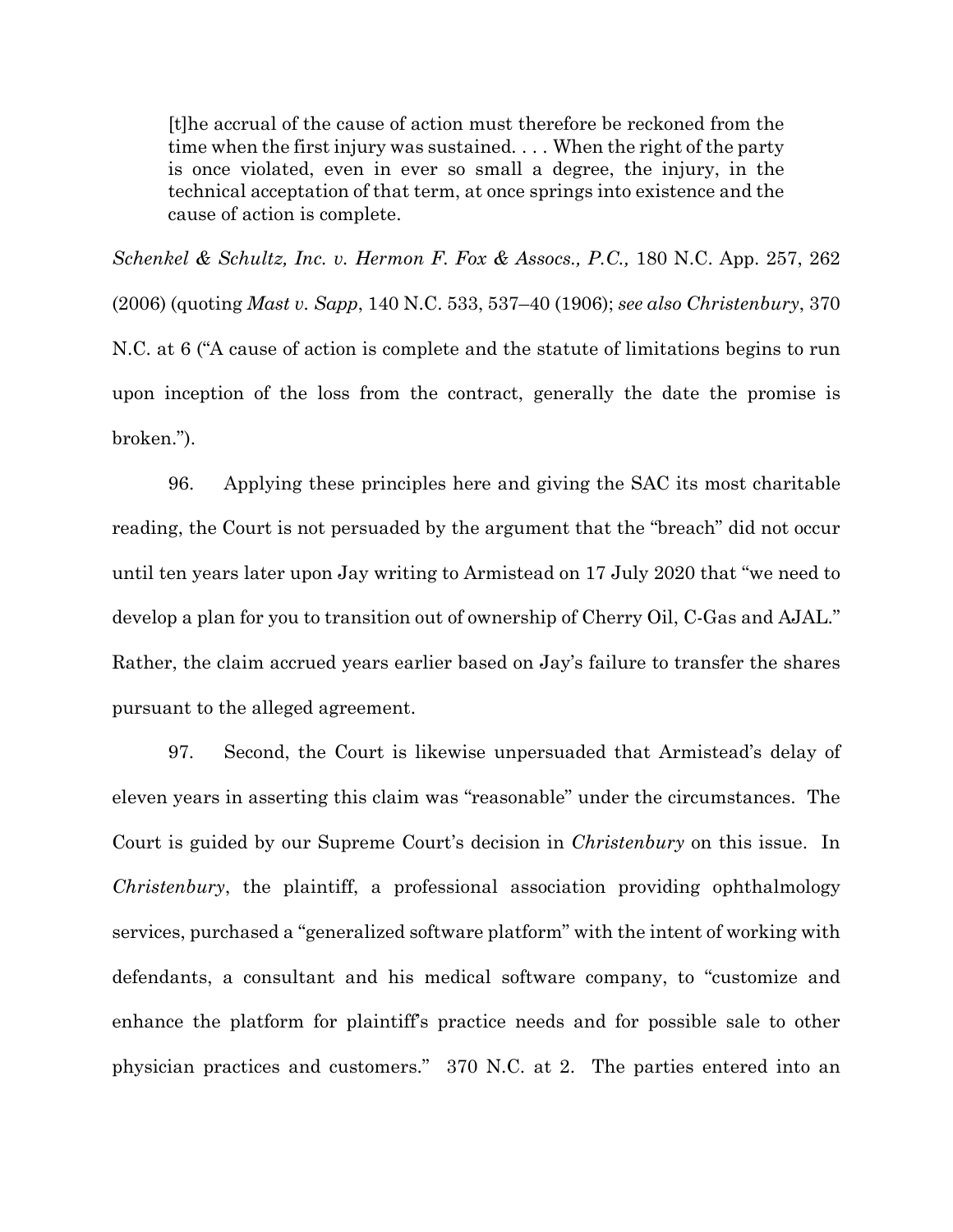> [t]he accrual of the cause of action must therefore be reckoned from the time when the first injury was sustained. . . . When the right of the party is once violated, even in ever so small a degree, the injury, in the technical acceptation of that term, at once springs into existence and the cause of action is complete.

*Schenkel & Schultz, Inc. v. Hermon F. Fox & Assocs., P.C.,* 180 N.C. App. 257, 262 (2006) (quoting *Mast v. Sapp*, 140 N.C. 533, 537–40 (1906); *see also Christenbury*, 370 N.C. at 6 ("A cause of action is complete and the statute of limitations begins to run upon inception of the loss from the contract, generally the date the promise is broken.").

96. Applying these principles here and giving the SAC its most charitable reading, the Court is not persuaded by the argument that the "breach" did not occur until ten years later upon Jay writing to Armistead on 17 July 2020 that "we need to develop a plan for you to transition out of ownership of Cherry Oil, C-Gas and AJAL." Rather, the claim accrued years earlier based on Jay's failure to transfer the shares pursuant to the alleged agreement.

97. Second, the Court is likewise unpersuaded that Armistead's delay of eleven years in asserting this claim was "reasonable" under the circumstances. The Court is guided by our Supreme Court's decision in *Christenbury* on this issue. In *Christenbury*, the plaintiff, a professional association providing ophthalmology services, purchased a "generalized software platform" with the intent of working with defendants, a consultant and his medical software company, to "customize and enhance the platform for plaintiff's practice needs and for possible sale to other physician practices and customers." 370 N.C. at 2. The parties entered into an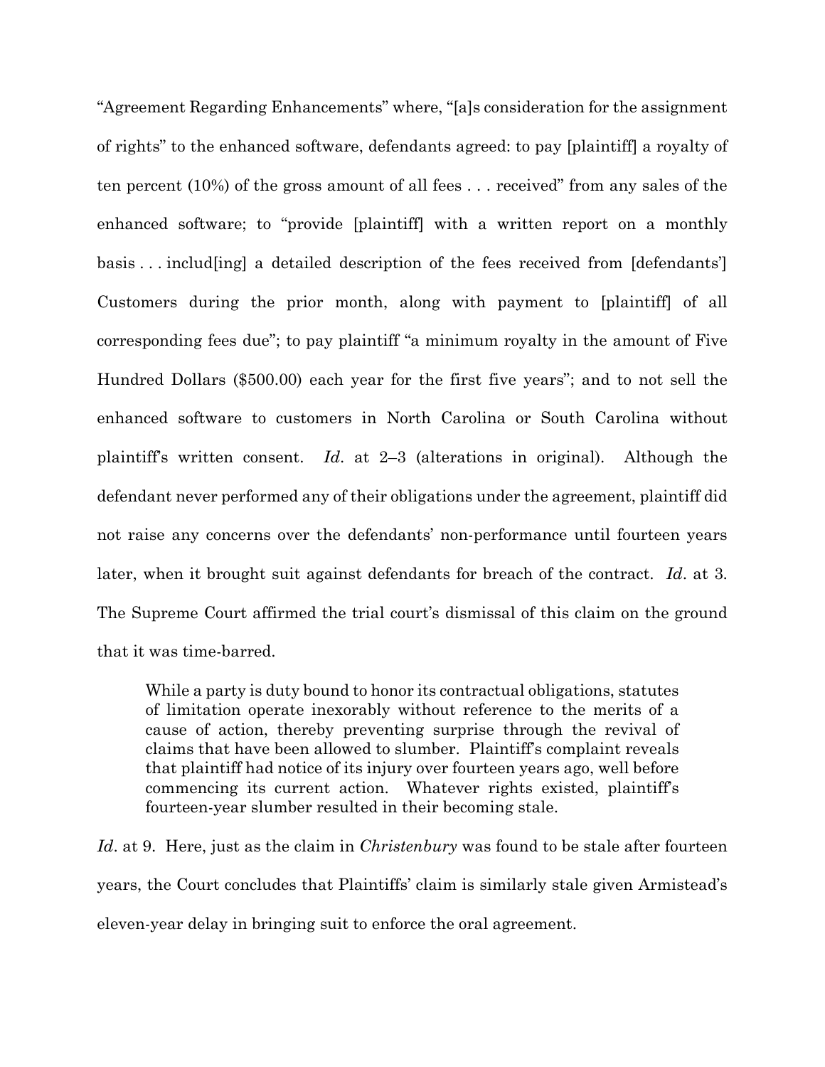"Agreement Regarding Enhancements" where, "[a]s consideration for the assignment of rights" to the enhanced software, defendants agreed: to pay [plaintiff] a royalty of ten percent (10%) of the gross amount of all fees . . . received" from any sales of the enhanced software; to "provide [plaintiff] with a written report on a monthly basis . . . includ[ing] a detailed description of the fees received from [defendants'] Customers during the prior month, along with payment to [plaintiff] of all corresponding fees due"; to pay plaintiff "a minimum royalty in the amount of Five Hundred Dollars ($500.00) each year for the first five years"; and to not sell the enhanced software to customers in North Carolina or South Carolina without plaintiff's written consent. *Id*. at 2–3 (alterations in original). Although the defendant never performed any of their obligations under the agreement, plaintiff did not raise any concerns over the defendants' non-performance until fourteen years later, when it brought suit against defendants for breach of the contract. *Id*. at 3. The Supreme Court affirmed the trial court's dismissal of this claim on the ground that it was time-barred.

> While a party is duty bound to honor its contractual obligations, statutes of limitation operate inexorably without reference to the merits of a cause of action, thereby preventing surprise through the revival of claims that have been allowed to slumber. Plaintiff's complaint reveals that plaintiff had notice of its injury over fourteen years ago, well before commencing its current action. Whatever rights existed, plaintiff's fourteen-year slumber resulted in their becoming stale.

*Id*. at 9. Here, just as the claim in *Christenbury* was found to be stale after fourteen years, the Court concludes that Plaintiffs' claim is similarly stale given Armistead's eleven-year delay in bringing suit to enforce the oral agreement.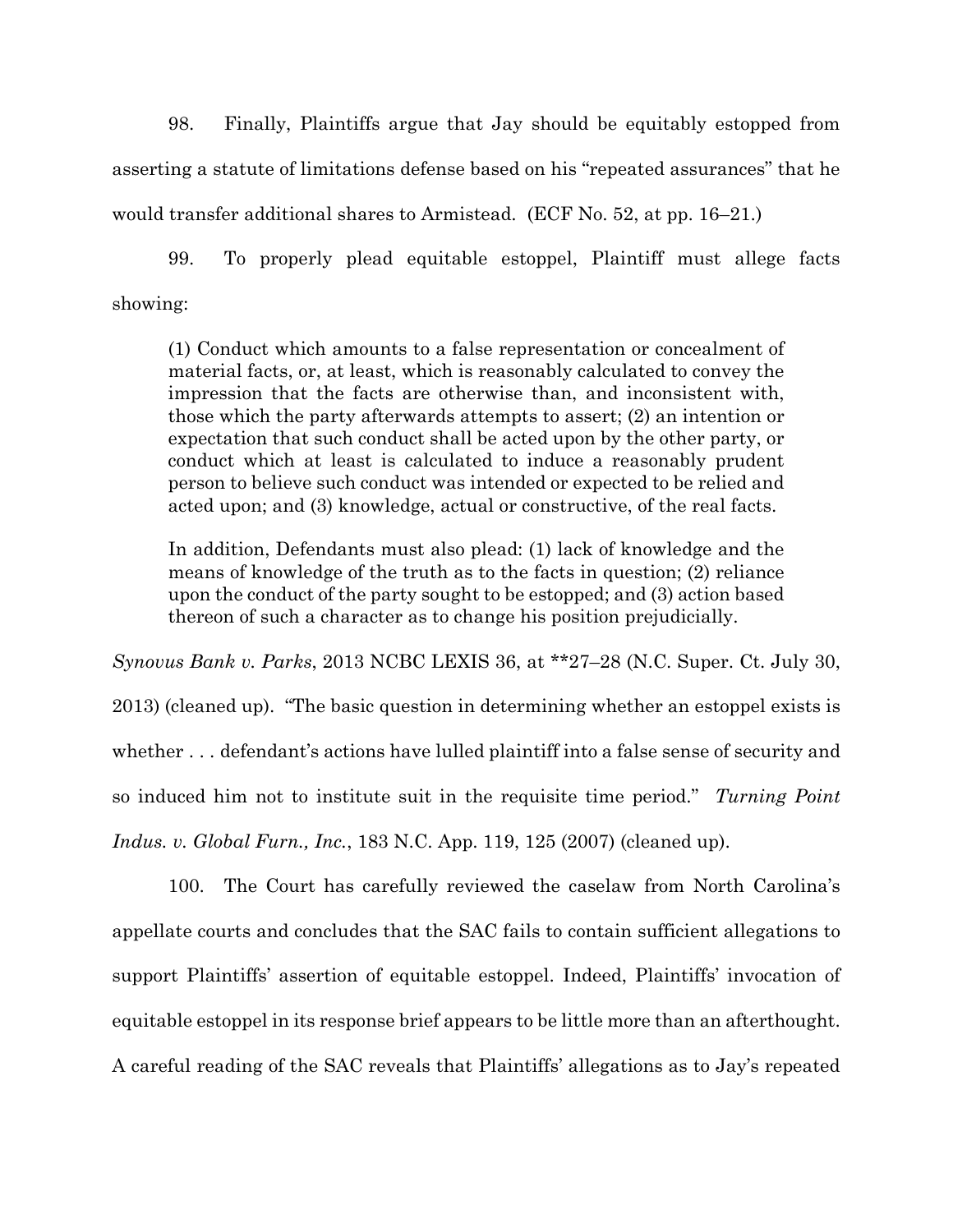98. Finally, Plaintiffs argue that Jay should be equitably estopped from asserting a statute of limitations defense based on his "repeated assurances" that he would transfer additional shares to Armistead. (ECF No. 52, at pp. 16–21.)

99. To properly plead equitable estoppel, Plaintiff must allege facts showing:

> (1) Conduct which amounts to a false representation or concealment of material facts, or, at least, which is reasonably calculated to convey the impression that the facts are otherwise than, and inconsistent with, those which the party afterwards attempts to assert; (2) an intention or expectation that such conduct shall be acted upon by the other party, or conduct which at least is calculated to induce a reasonably prudent person to believe such conduct was intended or expected to be relied and acted upon; and (3) knowledge, actual or constructive, of the real facts.
>
> In addition, Defendants must also plead: (1) lack of knowledge and the means of knowledge of the truth as to the facts in question; (2) reliance upon the conduct of the party sought to be estopped; and (3) action based thereon of such a character as to change his position prejudicially.

*Synovus Bank v. Parks*, 2013 NCBC LEXIS 36, at **27–28 (N.C. Super. Ct. July 30, 2013) (cleaned up). "The basic question in determining whether an estoppel exists is whether . . . defendant's actions have lulled plaintiff into a false sense of security and so induced him not to institute suit in the requisite time period." *Turning Point Indus. v. Global Furn., Inc.*, 183 N.C. App. 119, 125 (2007) (cleaned up).

100. The Court has carefully reviewed the caselaw from North Carolina's appellate courts and concludes that the SAC fails to contain sufficient allegations to support Plaintiffs' assertion of equitable estoppel. Indeed, Plaintiffs' invocation of equitable estoppel in its response brief appears to be little more than an afterthought. A careful reading of the SAC reveals that Plaintiffs' allegations as to Jay's repeated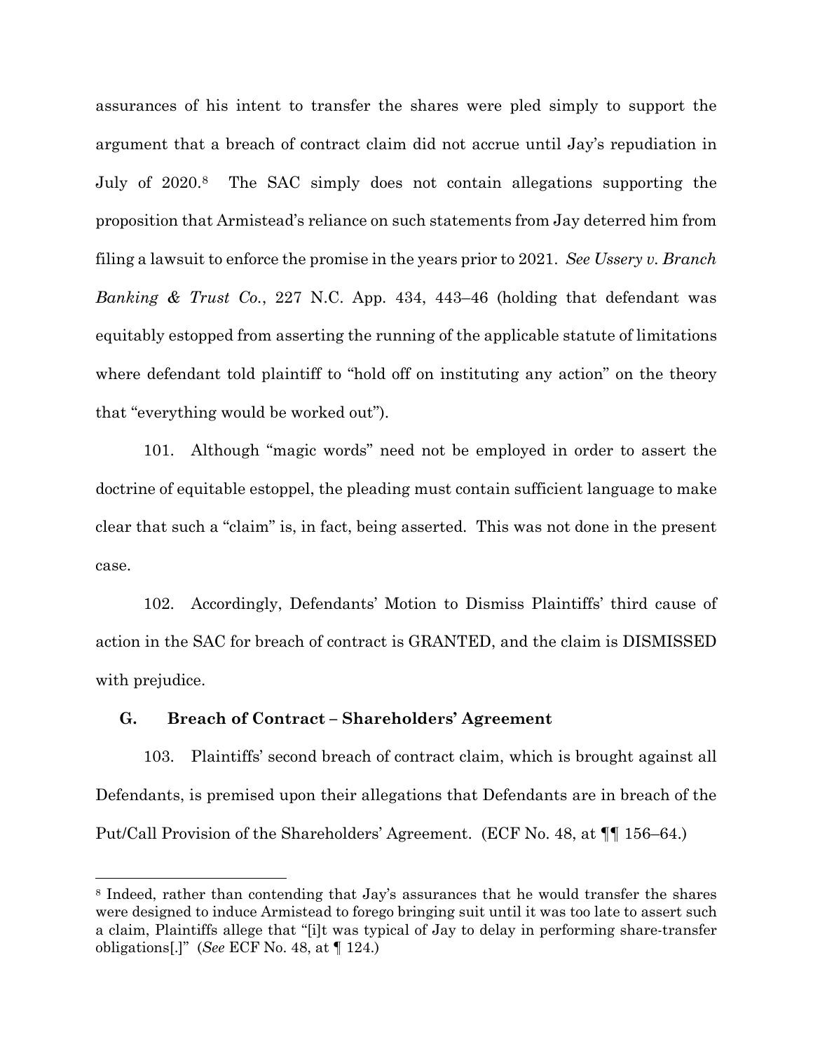assurances of his intent to transfer the shares were pled simply to support the argument that a breach of contract claim did not accrue until Jay's repudiation in July of 2020.[8] The SAC simply does not contain allegations supporting the proposition that Armistead's reliance on such statements from Jay deterred him from filing a lawsuit to enforce the promise in the years prior to 2021. *See Ussery v. Branch Banking & Trust Co.*, 227 N.C. App. 434, 443–46 (holding that defendant was equitably estopped from asserting the running of the applicable statute of limitations where defendant told plaintiff to "hold off on instituting any action" on the theory that "everything would be worked out").

101. Although "magic words" need not be employed in order to assert the doctrine of equitable estoppel, the pleading must contain sufficient language to make clear that such a "claim" is, in fact, being asserted. This was not done in the present case.

102. Accordingly, Defendants' Motion to Dismiss Plaintiffs' third cause of action in the SAC for breach of contract is GRANTED, and the claim is DISMISSED with prejudice.

### G. Breach of Contract – Shareholders' Agreement

103. Plaintiffs' second breach of contract claim, which is brought against all Defendants, is premised upon their allegations that Defendants are in breach of the Put/Call Provision of the Shareholders' Agreement. (ECF No. 48, at ¶¶ 156–64.)

---

[8] Indeed, rather than contending that Jay's assurances that he would transfer the shares were designed to induce Armistead to forego bringing suit until it was too late to assert such a claim, Plaintiffs allege that "[i]t was typical of Jay to delay in performing share-transfer obligations[.]" (*See* ECF No. 48, at ¶ 124.)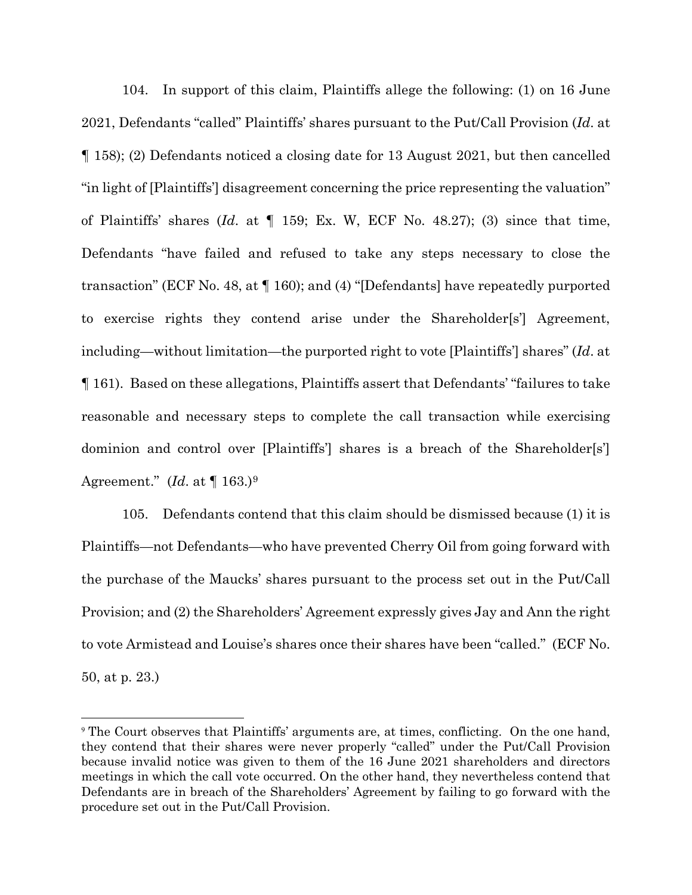104. In support of this claim, Plaintiffs allege the following: (1) on 16 June 2021, Defendants "called" Plaintiffs' shares pursuant to the Put/Call Provision (*Id*. at ¶ 158); (2) Defendants noticed a closing date for 13 August 2021, but then cancelled "in light of [Plaintiffs'] disagreement concerning the price representing the valuation" of Plaintiffs' shares (*Id*. at ¶ 159; Ex. W, ECF No. 48.27); (3) since that time, Defendants "have failed and refused to take any steps necessary to close the transaction" (ECF No. 48, at ¶ 160); and (4) "[Defendants] have repeatedly purported to exercise rights they contend arise under the Shareholder[s'] Agreement, including—without limitation—the purported right to vote [Plaintiffs'] shares" (*Id*. at ¶ 161). Based on these allegations, Plaintiffs assert that Defendants' "failures to take reasonable and necessary steps to complete the call transaction while exercising dominion and control over [Plaintiffs'] shares is a breach of the Shareholder[s'] Agreement." (*Id*. at ¶ 163.)[9]

105. Defendants contend that this claim should be dismissed because (1) it is Plaintiffs—not Defendants—who have prevented Cherry Oil from going forward with the purchase of the Maucks' shares pursuant to the process set out in the Put/Call Provision; and (2) the Shareholders' Agreement expressly gives Jay and Ann the right to vote Armistead and Louise's shares once their shares have been "called." (ECF No. 50, at p. 23.)

---

[9] The Court observes that Plaintiffs' arguments are, at times, conflicting. On the one hand, they contend that their shares were never properly "called" under the Put/Call Provision because invalid notice was given to them of the 16 June 2021 shareholders and directors meetings in which the call vote occurred. On the other hand, they nevertheless contend that Defendants are in breach of the Shareholders' Agreement by failing to go forward with the procedure set out in the Put/Call Provision.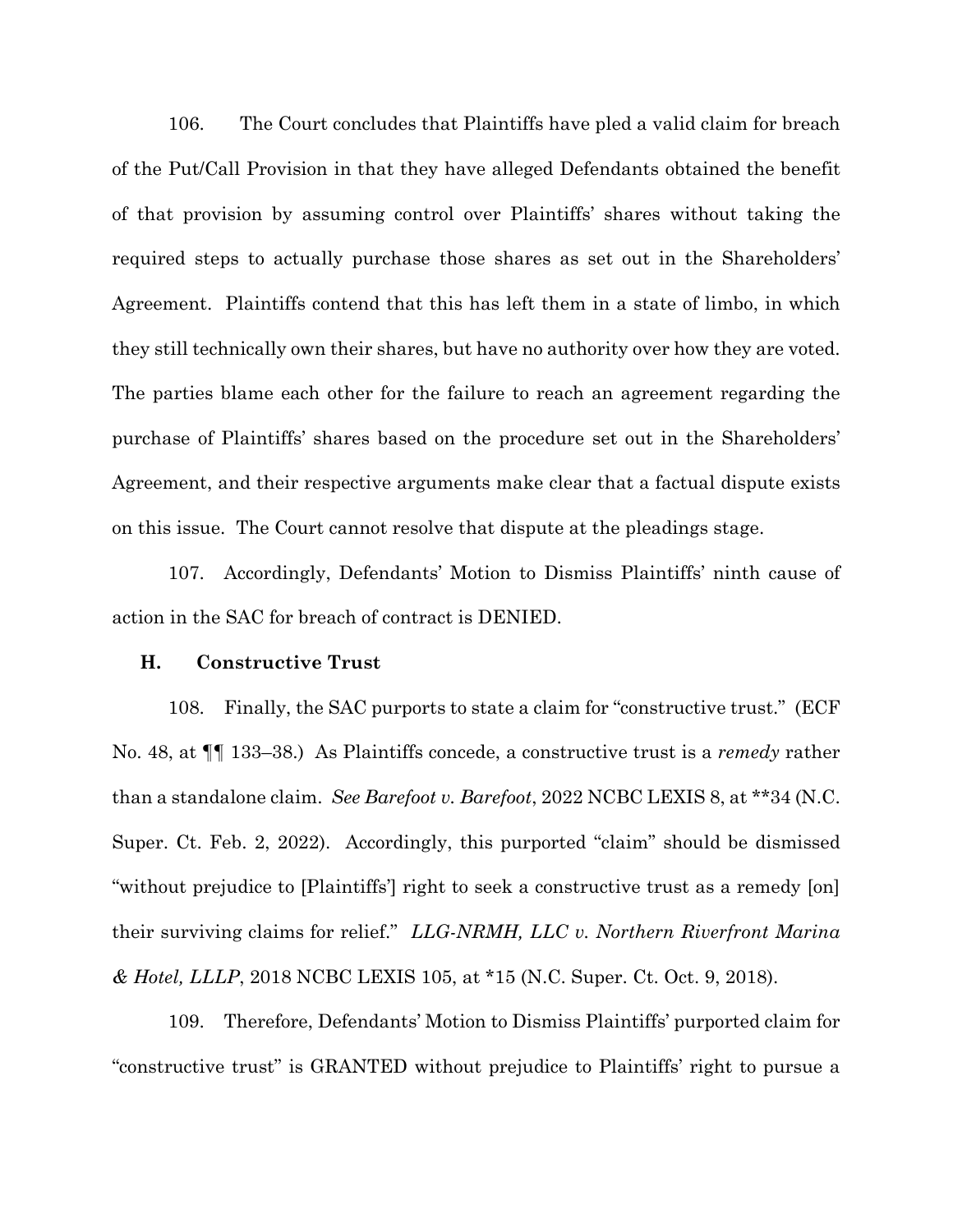106. The Court concludes that Plaintiffs have pled a valid claim for breach of the Put/Call Provision in that they have alleged Defendants obtained the benefit of that provision by assuming control over Plaintiffs' shares without taking the required steps to actually purchase those shares as set out in the Shareholders' Agreement. Plaintiffs contend that this has left them in a state of limbo, in which they still technically own their shares, but have no authority over how they are voted. The parties blame each other for the failure to reach an agreement regarding the purchase of Plaintiffs' shares based on the procedure set out in the Shareholders' Agreement, and their respective arguments make clear that a factual dispute exists on this issue. The Court cannot resolve that dispute at the pleadings stage.

107. Accordingly, Defendants' Motion to Dismiss Plaintiffs' ninth cause of action in the SAC for breach of contract is DENIED.

### H. Constructive Trust

108. Finally, the SAC purports to state a claim for "constructive trust." (ECF No. 48, at ¶¶ 133–38.) As Plaintiffs concede, a constructive trust is a *remedy* rather than a standalone claim. *See Barefoot v. Barefoot*, 2022 NCBC LEXIS 8, at **34 (N.C. Super. Ct. Feb. 2, 2022). Accordingly, this purported "claim" should be dismissed "without prejudice to [Plaintiffs'] right to seek a constructive trust as a remedy [on] their surviving claims for relief." *LLG-NRMH, LLC v. Northern Riverfront Marina & Hotel, LLLP*, 2018 NCBC LEXIS 105, at *15 (N.C. Super. Ct. Oct. 9, 2018).

109. Therefore, Defendants' Motion to Dismiss Plaintiffs' purported claim for "constructive trust" is GRANTED without prejudice to Plaintiffs' right to pursue a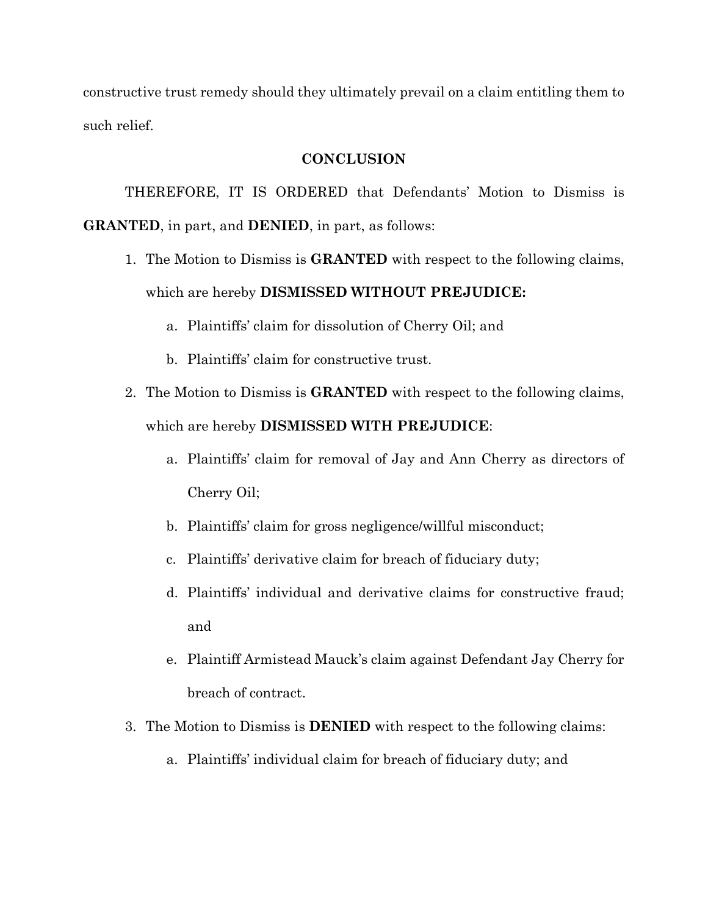constructive trust remedy should they ultimately prevail on a claim entitling them to such relief.

## CONCLUSION

THEREFORE, IT IS ORDERED that Defendants' Motion to Dismiss is **GRANTED**, in part, and **DENIED**, in part, as follows:

1. The Motion to Dismiss is **GRANTED** with respect to the following claims, which are hereby **DISMISSED WITHOUT PREJUDICE:**
   a. Plaintiffs' claim for dissolution of Cherry Oil; and
   b. Plaintiffs' claim for constructive trust.
2. The Motion to Dismiss is **GRANTED** with respect to the following claims, which are hereby **DISMISSED WITH PREJUDICE**:
   a. Plaintiffs' claim for removal of Jay and Ann Cherry as directors of Cherry Oil;
   b. Plaintiffs' claim for gross negligence/willful misconduct;
   c. Plaintiffs' derivative claim for breach of fiduciary duty;
   d. Plaintiffs' individual and derivative claims for constructive fraud; and
   e. Plaintiff Armistead Mauck's claim against Defendant Jay Cherry for breach of contract.
3. The Motion to Dismiss is **DENIED** with respect to the following claims:
   a. Plaintiffs' individual claim for breach of fiduciary duty; and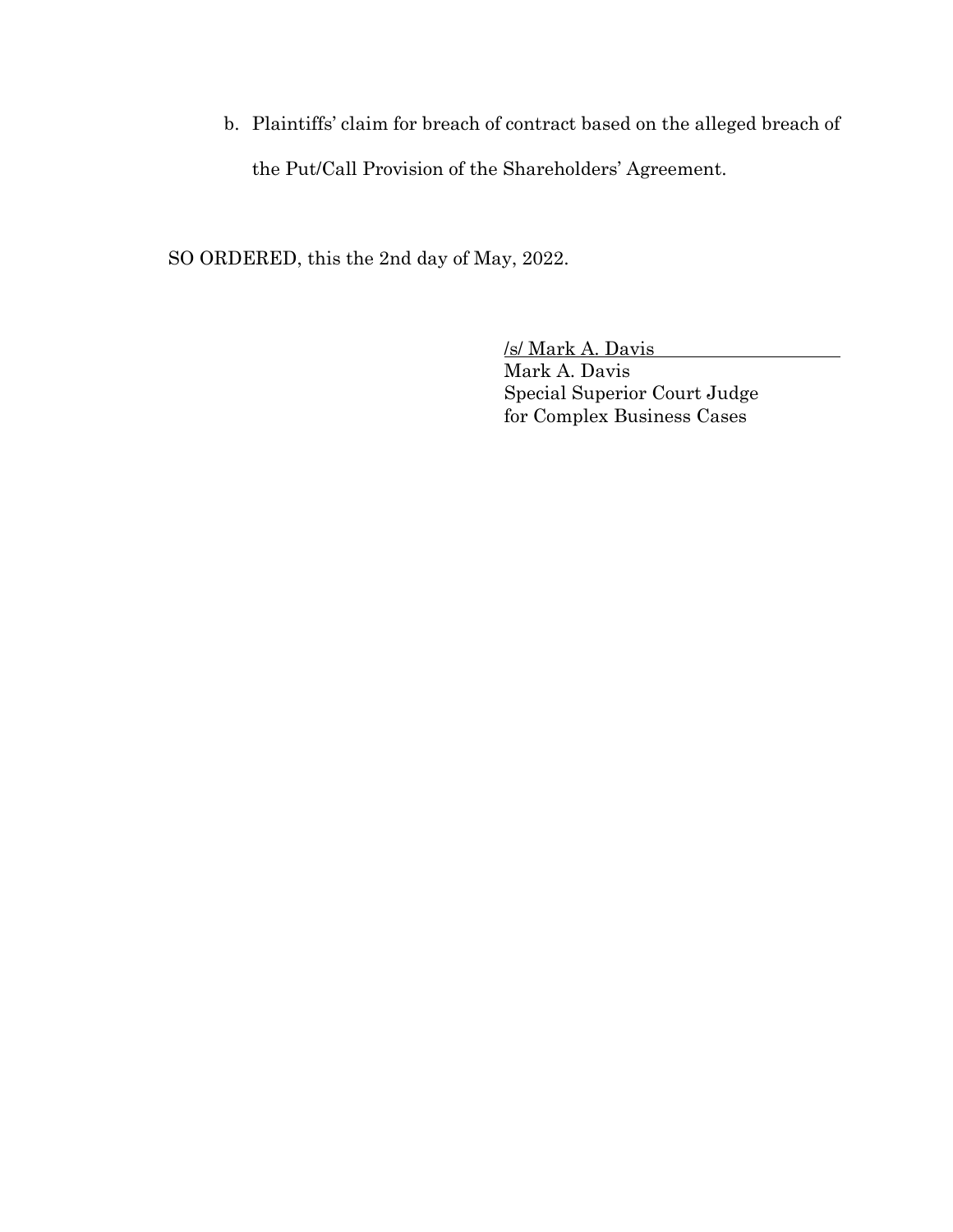b. Plaintiffs' claim for breach of contract based on the alleged breach of the Put/Call Provision of the Shareholders' Agreement.

SO ORDERED, this the 2nd day of May, 2022.

/s/ Mark A. Davis
Mark A. Davis
Special Superior Court Judge
for Complex Business Cases